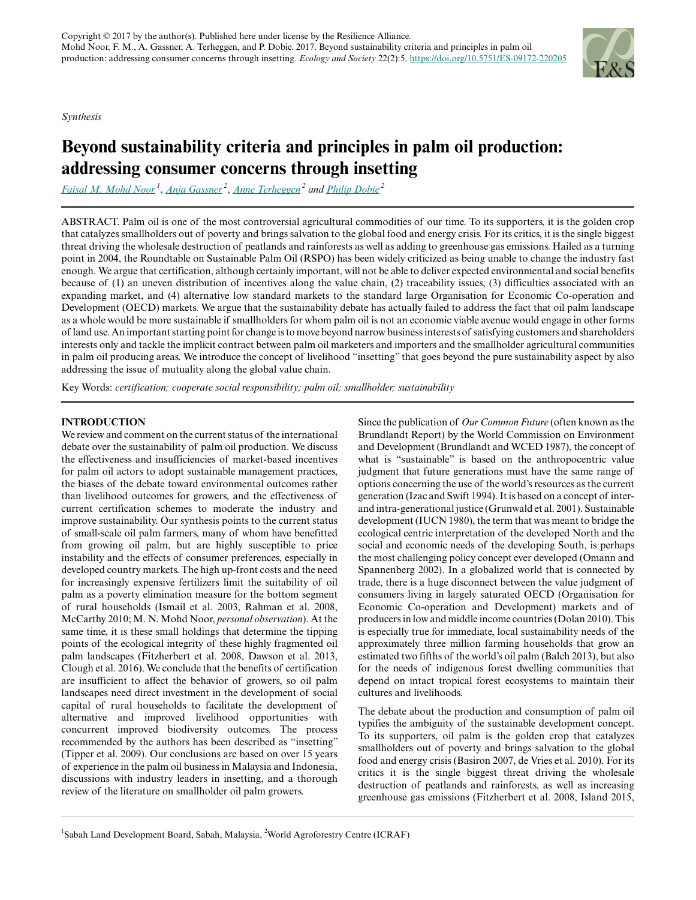Copyright © 2017 by the author(s). Published here under license by the Resilience Alliance.
Mohd Noor, F. M., A. Gassner, A. Terheggen, and P. Dobie. 2017. Beyond sustainability criteria and principles in palm oil production: addressing consumer concerns through insetting. *Ecology and Society* 22(2):5. https://doi.org/10.5751/ES-09172-220205

*Synthesis*

# Beyond sustainability criteria and principles in palm oil production: addressing consumer concerns through insetting

Faisal M. Mohd Noor[1], Anja Gassner[2], Anne Terheggen[2] and Philip Dobie[2]

ABSTRACT. Palm oil is one of the most controversial agricultural commodities of our time. To its supporters, it is the golden crop that catalyzes smallholders out of poverty and brings salvation to the global food and energy crisis. For its critics, it is the single biggest threat driving the wholesale destruction of peatlands and rainforests as well as adding to greenhouse gas emissions. Hailed as a turning point in 2004, the Roundtable on Sustainable Palm Oil (RSPO) has been widely criticized as being unable to change the industry fast enough. We argue that certification, although certainly important, will not be able to deliver expected environmental and social benefits because of (1) an uneven distribution of incentives along the value chain, (2) traceability issues, (3) difficulties associated with an expanding market, and (4) alternative low standard markets to the standard large Organisation for Economic Co-operation and Development (OECD) markets. We argue that the sustainability debate has actually failed to address the fact that oil palm landscape as a whole would be more sustainable if smallholders for whom palm oil is not an economic viable avenue would engage in other forms of land use. An important starting point for change is to move beyond narrow business interests of satisfying customers and shareholders interests only and tackle the implicit contract between palm oil marketers and importers and the smallholder agricultural communities in palm oil producing areas. We introduce the concept of livelihood "insetting" that goes beyond the pure sustainability aspect by also addressing the issue of mutuality along the global value chain.

Key Words: *certification; cooperate social responsibility; palm oil; smallholder; sustainability*

## INTRODUCTION

We review and comment on the current status of the international debate over the sustainability of palm oil production. We discuss the effectiveness and insufficiencies of market-based incentives for palm oil actors to adopt sustainable management practices, the biases of the debate toward environmental outcomes rather than livelihood outcomes for growers, and the effectiveness of current certification schemes to moderate the industry and improve sustainability. Our synthesis points to the current status of small-scale oil palm farmers, many of whom have benefitted from growing oil palm, but are highly susceptible to price instability and the effects of consumer preferences, especially in developed country markets. The high up-front costs and the need for increasingly expensive fertilizers limit the suitability of oil palm as a poverty elimination measure for the bottom segment of rural households (Ismail et al. 2003, Rahman et al. 2008, McCarthy 2010; M. N. Mohd Noor, *personal observation*). At the same time, it is these small holdings that determine the tipping points of the ecological integrity of these highly fragmented oil palm landscapes (Fitzherbert et al. 2008, Dawson et al. 2013, Clough et al. 2016). We conclude that the benefits of certification are insufficient to affect the behavior of growers, so oil palm landscapes need direct investment in the development of social capital of rural households to facilitate the development of alternative and improved livelihood opportunities with concurrent improved biodiversity outcomes. The process recommended by the authors has been described as "insetting" (Tipper et al. 2009). Our conclusions are based on over 15 years of experience in the palm oil business in Malaysia and Indonesia, discussions with industry leaders in insetting, and a thorough review of the literature on smallholder oil palm growers.

Since the publication of *Our Common Future* (often known as the Brundlandt Report) by the World Commission on Environment and Development (Brundlandt and WCED 1987), the concept of what is "sustainable" is based on the anthropocentric value judgment that future generations must have the same range of options concerning the use of the world's resources as the current generation (Izac and Swift 1994). It is based on a concept of inter- and intra-generational justice (Grunwald et al. 2001). Sustainable development (IUCN 1980), the term that was meant to bridge the ecological centric interpretation of the developed North and the social and economic needs of the developing South, is perhaps the most challenging policy concept ever developed (Omann and Spannenberg 2002). In a globalized world that is connected by trade, there is a huge disconnect between the value judgment of consumers living in largely saturated OECD (Organisation for Economic Co-operation and Development) markets and of producers in low and middle income countries (Dolan 2010). This is especially true for immediate, local sustainability needs of the approximately three million farming households that grow an estimated two fifths of the world's oil palm (Balch 2013), but also for the needs of indigenous forest dwelling communities that depend on intact tropical forest ecosystems to maintain their cultures and livelihoods.

The debate about the production and consumption of palm oil typifies the ambiguity of the sustainable development concept. To its supporters, oil palm is the golden crop that catalyzes smallholders out of poverty and brings salvation to the global food and energy crisis (Basiron 2007, de Vries et al. 2010). For its critics it is the single biggest threat driving the wholesale destruction of peatlands and rainforests, as well as increasing greenhouse gas emissions (Fitzherbert et al. 2008, Island 2015,

[1]Sabah Land Development Board, Sabah, Malaysia, [2]World Agroforestry Centre (ICRAF)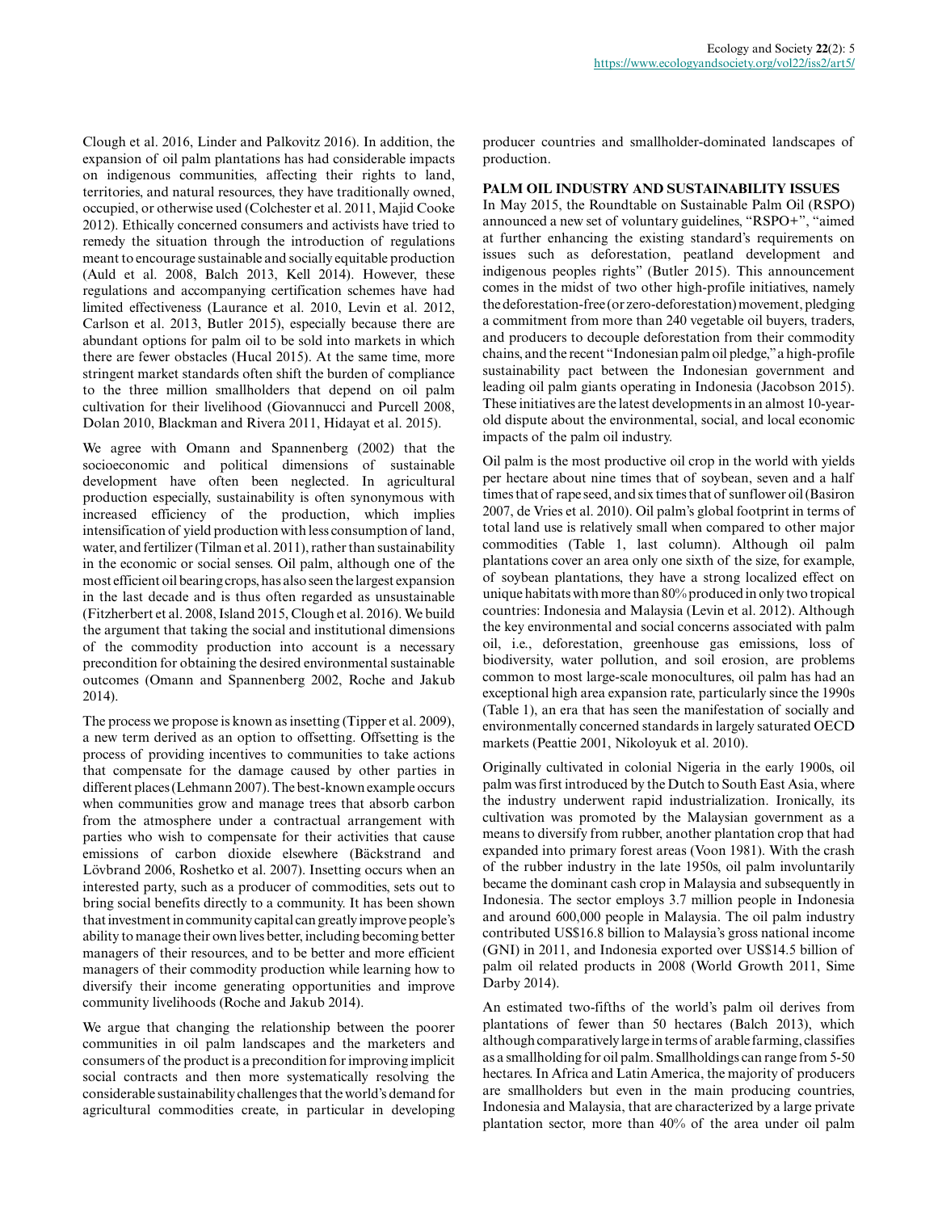Clough et al. 2016, Linder and Palkovitz 2016). In addition, the expansion of oil palm plantations has had considerable impacts on indigenous communities, affecting their rights to land, territories, and natural resources, they have traditionally owned, occupied, or otherwise used (Colchester et al. 2011, Majid Cooke 2012). Ethically concerned consumers and activists have tried to remedy the situation through the introduction of regulations meant to encourage sustainable and socially equitable production (Auld et al. 2008, Balch 2013, Kell 2014). However, these regulations and accompanying certification schemes have had limited effectiveness (Laurance et al. 2010, Levin et al. 2012, Carlson et al. 2013, Butler 2015), especially because there are abundant options for palm oil to be sold into markets in which there are fewer obstacles (Hucal 2015). At the same time, more stringent market standards often shift the burden of compliance to the three million smallholders that depend on oil palm cultivation for their livelihood (Giovannucci and Purcell 2008, Dolan 2010, Blackman and Rivera 2011, Hidayat et al. 2015).

We agree with Omann and Spannenberg (2002) that the socioeconomic and political dimensions of sustainable development have often been neglected. In agricultural production especially, sustainability is often synonymous with increased efficiency of the production, which implies intensification of yield production with less consumption of land, water, and fertilizer (Tilman et al. 2011), rather than sustainability in the economic or social senses. Oil palm, although one of the most efficient oil bearing crops, has also seen the largest expansion in the last decade and is thus often regarded as unsustainable (Fitzherbert et al. 2008, Island 2015, Clough et al. 2016). We build the argument that taking the social and institutional dimensions of the commodity production into account is a necessary precondition for obtaining the desired environmental sustainable outcomes (Omann and Spannenberg 2002, Roche and Jakub 2014).

The process we propose is known as insetting (Tipper et al. 2009), a new term derived as an option to offsetting. Offsetting is the process of providing incentives to communities to take actions that compensate for the damage caused by other parties in different places (Lehmann 2007). The best-known example occurs when communities grow and manage trees that absorb carbon from the atmosphere under a contractual arrangement with parties who wish to compensate for their activities that cause emissions of carbon dioxide elsewhere (Bäckstrand and Lövbrand 2006, Roshetko et al. 2007). Insetting occurs when an interested party, such as a producer of commodities, sets out to bring social benefits directly to a community. It has been shown that investment in community capital can greatly improve people's ability to manage their own lives better, including becoming better managers of their resources, and to be better and more efficient managers of their commodity production while learning how to diversify their income generating opportunities and improve community livelihoods (Roche and Jakub 2014).

We argue that changing the relationship between the poorer communities in oil palm landscapes and the marketers and consumers of the product is a precondition for improving implicit social contracts and then more systematically resolving the considerable sustainability challenges that the world's demand for agricultural commodities create, in particular in developing producer countries and smallholder-dominated landscapes of production.

## PALM OIL INDUSTRY AND SUSTAINABILITY ISSUES

In May 2015, the Roundtable on Sustainable Palm Oil (RSPO) announced a new set of voluntary guidelines, "RSPO+", "aimed at further enhancing the existing standard's requirements on issues such as deforestation, peatland development and indigenous peoples rights" (Butler 2015). This announcement comes in the midst of two other high-profile initiatives, namely the deforestation-free (or zero-deforestation) movement, pledging a commitment from more than 240 vegetable oil buyers, traders, and producers to decouple deforestation from their commodity chains, and the recent "Indonesian palm oil pledge," a high-profile sustainability pact between the Indonesian government and leading oil palm giants operating in Indonesia (Jacobson 2015). These initiatives are the latest developments in an almost 10-year-old dispute about the environmental, social, and local economic impacts of the palm oil industry.

Oil palm is the most productive oil crop in the world with yields per hectare about nine times that of soybean, seven and a half times that of rape seed, and six times that of sunflower oil (Basiron 2007, de Vries et al. 2010). Oil palm's global footprint in terms of total land use is relatively small when compared to other major commodities (Table 1, last column). Although oil palm plantations cover an area only one sixth of the size, for example, of soybean plantations, they have a strong localized effect on unique habitats with more than 80% produced in only two tropical countries: Indonesia and Malaysia (Levin et al. 2012). Although the key environmental and social concerns associated with palm oil, i.e., deforestation, greenhouse gas emissions, loss of biodiversity, water pollution, and soil erosion, are problems common to most large-scale monocultures, oil palm has had an exceptional high area expansion rate, particularly since the 1990s (Table 1), an era that has seen the manifestation of socially and environmentally concerned standards in largely saturated OECD markets (Peattie 2001, Nikoloyuk et al. 2010).

Originally cultivated in colonial Nigeria in the early 1900s, oil palm was first introduced by the Dutch to South East Asia, where the industry underwent rapid industrialization. Ironically, its cultivation was promoted by the Malaysian government as a means to diversify from rubber, another plantation crop that had expanded into primary forest areas (Voon 1981). With the crash of the rubber industry in the late 1950s, oil palm involuntarily became the dominant cash crop in Malaysia and subsequently in Indonesia. The sector employs 3.7 million people in Indonesia and around 600,000 people in Malaysia. The oil palm industry contributed US$16.8 billion to Malaysia's gross national income (GNI) in 2011, and Indonesia exported over US$14.5 billion of palm oil related products in 2008 (World Growth 2011, Sime Darby 2014).

An estimated two-fifths of the world's palm oil derives from plantations of fewer than 50 hectares (Balch 2013), which although comparatively large in terms of arable farming, classifies as a smallholding for oil palm. Smallholdings can range from 5-50 hectares. In Africa and Latin America, the majority of producers are smallholders but even in the main producing countries, Indonesia and Malaysia, that are characterized by a large private plantation sector, more than 40% of the area under oil palm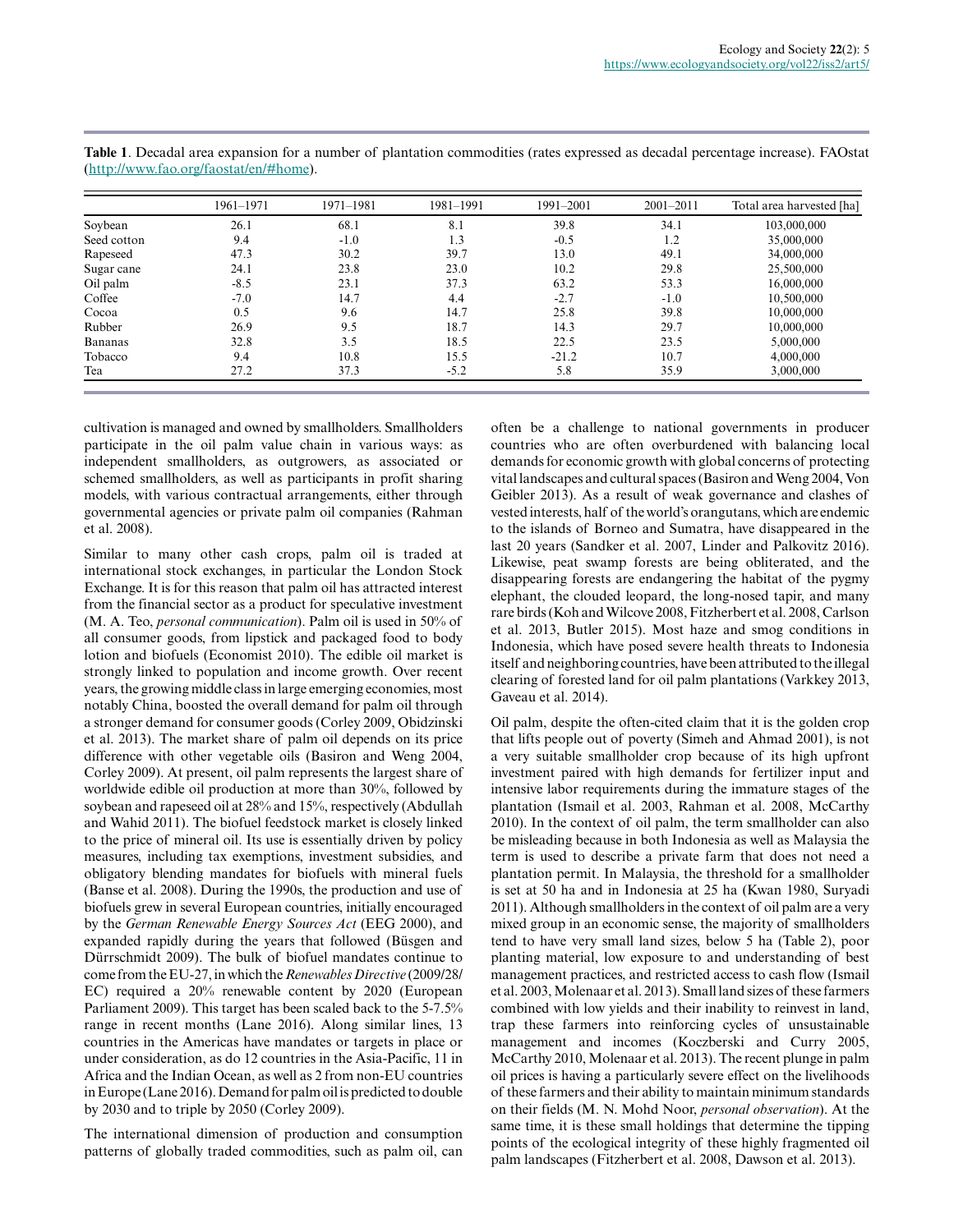**Table 1**. Decadal area expansion for a number of plantation commodities (rates expressed as decadal percentage increase). FAOstat (http://www.fao.org/faostat/en/#home).

| | 1961–1971 | 1971–1981 | 1981–1991 | 1991–2001 | 2001–2011 | Total area harvested [ha] |
|---|---|---|---|---|---|---|
| Soybean | 26.1 | 68.1 | 8.1 | 39.8 | 34.1 | 103,000,000 |
| Seed cotton | 9.4 | -1.0 | 1.3 | -0.5 | 1.2 | 35,000,000 |
| Rapeseed | 47.3 | 30.2 | 39.7 | 13.0 | 49.1 | 34,000,000 |
| Sugar cane | 24.1 | 23.8 | 23.0 | 10.2 | 29.8 | 25,500,000 |
| Oil palm | -8.5 | 23.1 | 37.3 | 63.2 | 53.3 | 16,000,000 |
| Coffee | -7.0 | 14.7 | 4.4 | -2.7 | -1.0 | 10,500,000 |
| Cocoa | 0.5 | 9.6 | 14.7 | 25.8 | 39.8 | 10,000,000 |
| Rubber | 26.9 | 9.5 | 18.7 | 14.3 | 29.7 | 10,000,000 |
| Bananas | 32.8 | 3.5 | 18.5 | 22.5 | 23.5 | 5,000,000 |
| Tobacco | 9.4 | 10.8 | 15.5 | -21.2 | 10.7 | 4,000,000 |
| Tea | 27.2 | 37.3 | -5.2 | 5.8 | 35.9 | 3,000,000 |

cultivation is managed and owned by smallholders. Smallholders participate in the oil palm value chain in various ways: as independent smallholders, as outgrowers, as associated or schemed smallholders, as well as participants in profit sharing models, with various contractual arrangements, either through governmental agencies or private palm oil companies (Rahman et al. 2008).

Similar to many other cash crops, palm oil is traded at international stock exchanges, in particular the London Stock Exchange. It is for this reason that palm oil has attracted interest from the financial sector as a product for speculative investment (M. A. Teo, *personal communication*). Palm oil is used in 50% of all consumer goods, from lipstick and packaged food to body lotion and biofuels (Economist 2010). The edible oil market is strongly linked to population and income growth. Over recent years, the growing middle class in large emerging economies, most notably China, boosted the overall demand for palm oil through a stronger demand for consumer goods (Corley 2009, Obidzinski et al. 2013). The market share of palm oil depends on its price difference with other vegetable oils (Basiron and Weng 2004, Corley 2009). At present, oil palm represents the largest share of worldwide edible oil production at more than 30%, followed by soybean and rapeseed oil at 28% and 15%, respectively (Abdullah and Wahid 2011). The biofuel feedstock market is closely linked to the price of mineral oil. Its use is essentially driven by policy measures, including tax exemptions, investment subsidies, and obligatory blending mandates for biofuels with mineral fuels (Banse et al. 2008). During the 1990s, the production and use of biofuels grew in several European countries, initially encouraged by the *German Renewable Energy Sources Act* (EEG 2000), and expanded rapidly during the years that followed (Büsgen and Dürrschmidt 2009). The bulk of biofuel mandates continue to come from the EU-27, in which the *Renewables Directive* (2009/28/EC) required a 20% renewable content by 2020 (European Parliament 2009). This target has been scaled back to the 5-7.5% range in recent months (Lane 2016). Along similar lines, 13 countries in the Americas have mandates or targets in place or under consideration, as do 12 countries in the Asia-Pacific, 11 in Africa and the Indian Ocean, as well as 2 from non-EU countries in Europe (Lane 2016). Demand for palm oil is predicted to double by 2030 and to triple by 2050 (Corley 2009).

The international dimension of production and consumption patterns of globally traded commodities, such as palm oil, can often be a challenge to national governments in producer countries who are often overburdened with balancing local demands for economic growth with global concerns of protecting vital landscapes and cultural spaces (Basiron and Weng 2004, Von Geibler 2013). As a result of weak governance and clashes of vested interests, half of the world's orangutans, which are endemic to the islands of Borneo and Sumatra, have disappeared in the last 20 years (Sandker et al. 2007, Linder and Palkovitz 2016). Likewise, peat swamp forests are being obliterated, and the disappearing forests are endangering the habitat of the pygmy elephant, the clouded leopard, the long-nosed tapir, and many rare birds (Koh and Wilcove 2008, Fitzherbert et al. 2008, Carlson et al. 2013, Butler 2015). Most haze and smog conditions in Indonesia, which have posed severe health threats to Indonesia itself and neighboring countries, have been attributed to the illegal clearing of forested land for oil palm plantations (Varkkey 2013, Gaveau et al. 2014).

Oil palm, despite the often-cited claim that it is the golden crop that lifts people out of poverty (Simeh and Ahmad 2001), is not a very suitable smallholder crop because of its high upfront investment paired with high demands for fertilizer input and intensive labor requirements during the immature stages of the plantation (Ismail et al. 2003, Rahman et al. 2008, McCarthy 2010). In the context of oil palm, the term smallholder can also be misleading because in both Indonesia as well as Malaysia the term is used to describe a private farm that does not need a plantation permit. In Malaysia, the threshold for a smallholder is set at 50 ha and in Indonesia at 25 ha (Kwan 1980, Suryadi 2011). Although smallholders in the context of oil palm are a very mixed group in an economic sense, the majority of smallholders tend to have very small land sizes, below 5 ha (Table 2), poor planting material, low exposure to and understanding of best management practices, and restricted access to cash flow (Ismail et al. 2003, Molenaar et al. 2013). Small land sizes of these farmers combined with low yields and their inability to reinvest in land, trap these farmers into reinforcing cycles of unsustainable management and incomes (Koczberski and Curry 2005, McCarthy 2010, Molenaar et al. 2013). The recent plunge in palm oil prices is having a particularly severe effect on the livelihoods of these farmers and their ability to maintain minimum standards on their fields (M. N. Mohd Noor, *personal observation*). At the same time, it is these small holdings that determine the tipping points of the ecological integrity of these highly fragmented oil palm landscapes (Fitzherbert et al. 2008, Dawson et al. 2013).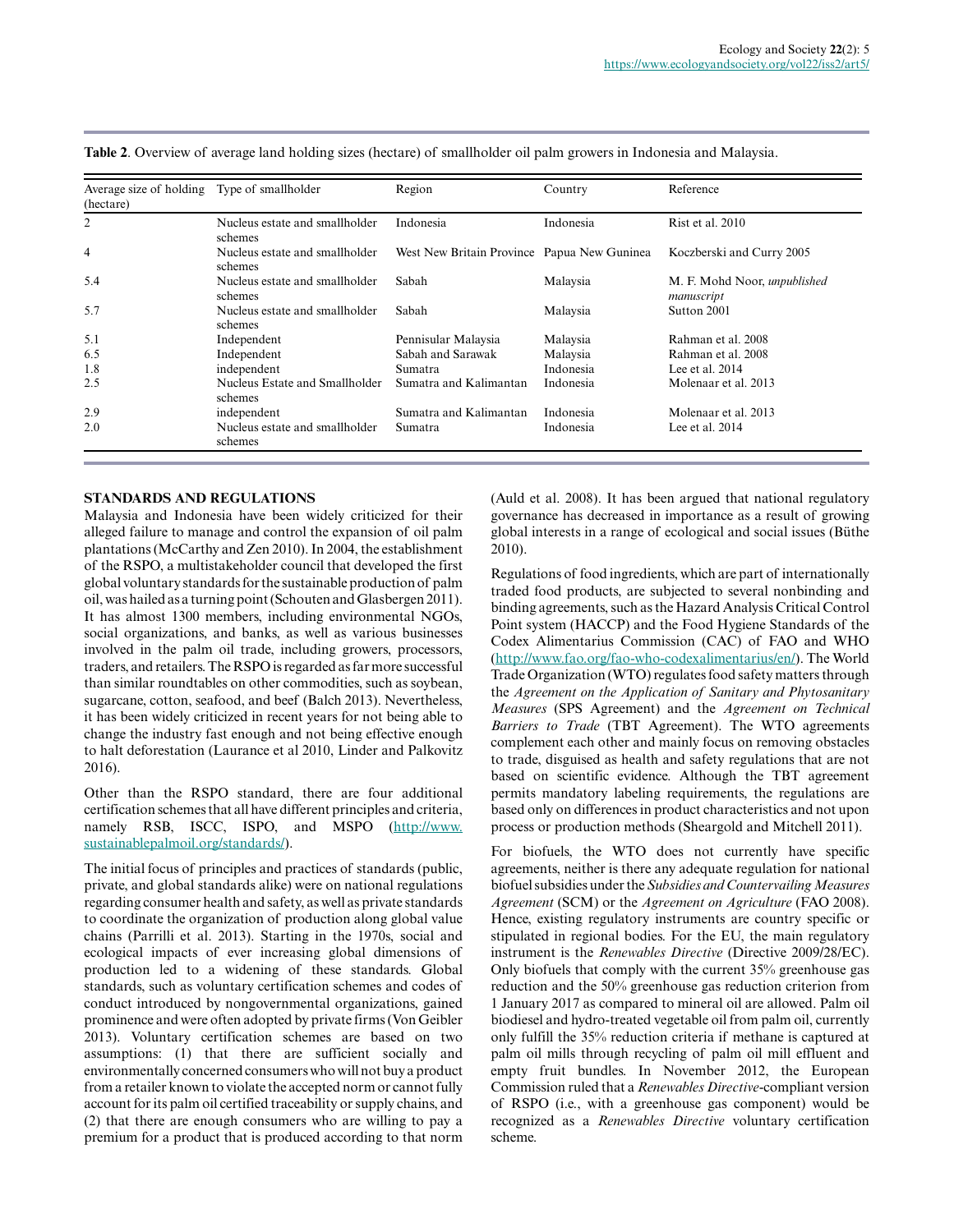**Table 2**. Overview of average land holding sizes (hectare) of smallholder oil palm growers in Indonesia and Malaysia.

| Average size of holding (hectare) | Type of smallholder | Region | Country | Reference |
|---|---|---|---|---|
| 2 | Nucleus estate and smallholder schemes | Indonesia | Indonesia | Rist et al. 2010 |
| 4 | Nucleus estate and smallholder schemes | West New Britain Province | Papua New Guninea | Koczberski and Curry 2005 |
| 5.4 | Nucleus estate and smallholder schemes | Sabah | Malaysia | M. F. Mohd Noor, *unpublished manuscript* |
| 5.7 | Nucleus estate and smallholder schemes | Sabah | Malaysia | Sutton 2001 |
| 5.1 | Independent | Pennisular Malaysia | Malaysia | Rahman et al. 2008 |
| 6.5 | Independent | Sabah and Sarawak | Malaysia | Rahman et al. 2008 |
| 1.8 | independent | Sumatra | Indonesia | Lee et al. 2014 |
| 2.5 | Nucleus Estate and Smallholder schemes | Sumatra and Kalimantan | Indonesia | Molenaar et al. 2013 |
| 2.9 | independent | Sumatra and Kalimantan | Indonesia | Molenaar et al. 2013 |
| 2.0 | Nucleus estate and smallholder schemes | Sumatra | Indonesia | Lee et al. 2014 |

## STANDARDS AND REGULATIONS

Malaysia and Indonesia have been widely criticized for their alleged failure to manage and control the expansion of oil palm plantations (McCarthy and Zen 2010). In 2004, the establishment of the RSPO, a multistakeholder council that developed the first global voluntary standards for the sustainable production of palm oil, was hailed as a turning point (Schouten and Glasbergen 2011). It has almost 1300 members, including environmental NGOs, social organizations, and banks, as well as various businesses involved in the palm oil trade, including growers, processors, traders, and retailers. The RSPO is regarded as far more successful than similar roundtables on other commodities, such as soybean, sugarcane, cotton, seafood, and beef (Balch 2013). Nevertheless, it has been widely criticized in recent years for not being able to change the industry fast enough and not being effective enough to halt deforestation (Laurance et al 2010, Linder and Palkovitz 2016).

Other than the RSPO standard, there are four additional certification schemes that all have different principles and criteria, namely RSB, ISCC, ISPO, and MSPO (http://www.sustainablepalmoil.org/standards/).

The initial focus of principles and practices of standards (public, private, and global standards alike) were on national regulations regarding consumer health and safety, as well as private standards to coordinate the organization of production along global value chains (Parrilli et al. 2013). Starting in the 1970s, social and ecological impacts of ever increasing global dimensions of production led to a widening of these standards. Global standards, such as voluntary certification schemes and codes of conduct introduced by nongovernmental organizations, gained prominence and were often adopted by private firms (Von Geibler 2013). Voluntary certification schemes are based on two assumptions: (1) that there are sufficient socially and environmentally concerned consumers who will not buy a product from a retailer known to violate the accepted norm or cannot fully account for its palm oil certified traceability or supply chains, and (2) that there are enough consumers who are willing to pay a premium for a product that is produced according to that norm (Auld et al. 2008). It has been argued that national regulatory governance has decreased in importance as a result of growing global interests in a range of ecological and social issues (Büthe 2010).

Regulations of food ingredients, which are part of internationally traded food products, are subjected to several nonbinding and binding agreements, such as the Hazard Analysis Critical Control Point system (HACCP) and the Food Hygiene Standards of the Codex Alimentarius Commission (CAC) of FAO and WHO (http://www.fao.org/fao-who-codexalimentarius/en/). The World Trade Organization (WTO) regulates food safety matters through the *Agreement on the Application of Sanitary and Phytosanitary Measures* (SPS Agreement) and the *Agreement on Technical Barriers to Trade* (TBT Agreement). The WTO agreements complement each other and mainly focus on removing obstacles to trade, disguised as health and safety regulations that are not based on scientific evidence. Although the TBT agreement permits mandatory labeling requirements, the regulations are based only on differences in product characteristics and not upon process or production methods (Sheargold and Mitchell 2011).

For biofuels, the WTO does not currently have specific agreements, neither is there any adequate regulation for national biofuel subsidies under the *Subsidies and Countervailing Measures Agreement* (SCM) or the *Agreement on Agriculture* (FAO 2008). Hence, existing regulatory instruments are country specific or stipulated in regional bodies. For the EU, the main regulatory instrument is the *Renewables Directive* (Directive 2009/28/EC). Only biofuels that comply with the current 35% greenhouse gas reduction and the 50% greenhouse gas reduction criterion from 1 January 2017 as compared to mineral oil are allowed. Palm oil biodiesel and hydro-treated vegetable oil from palm oil, currently only fulfill the 35% reduction criteria if methane is captured at palm oil mills through recycling of palm oil mill effluent and empty fruit bundles. In November 2012, the European Commission ruled that a *Renewables Directive*-compliant version of RSPO (i.e., with a greenhouse gas component) would be recognized as a *Renewables Directive* voluntary certification scheme.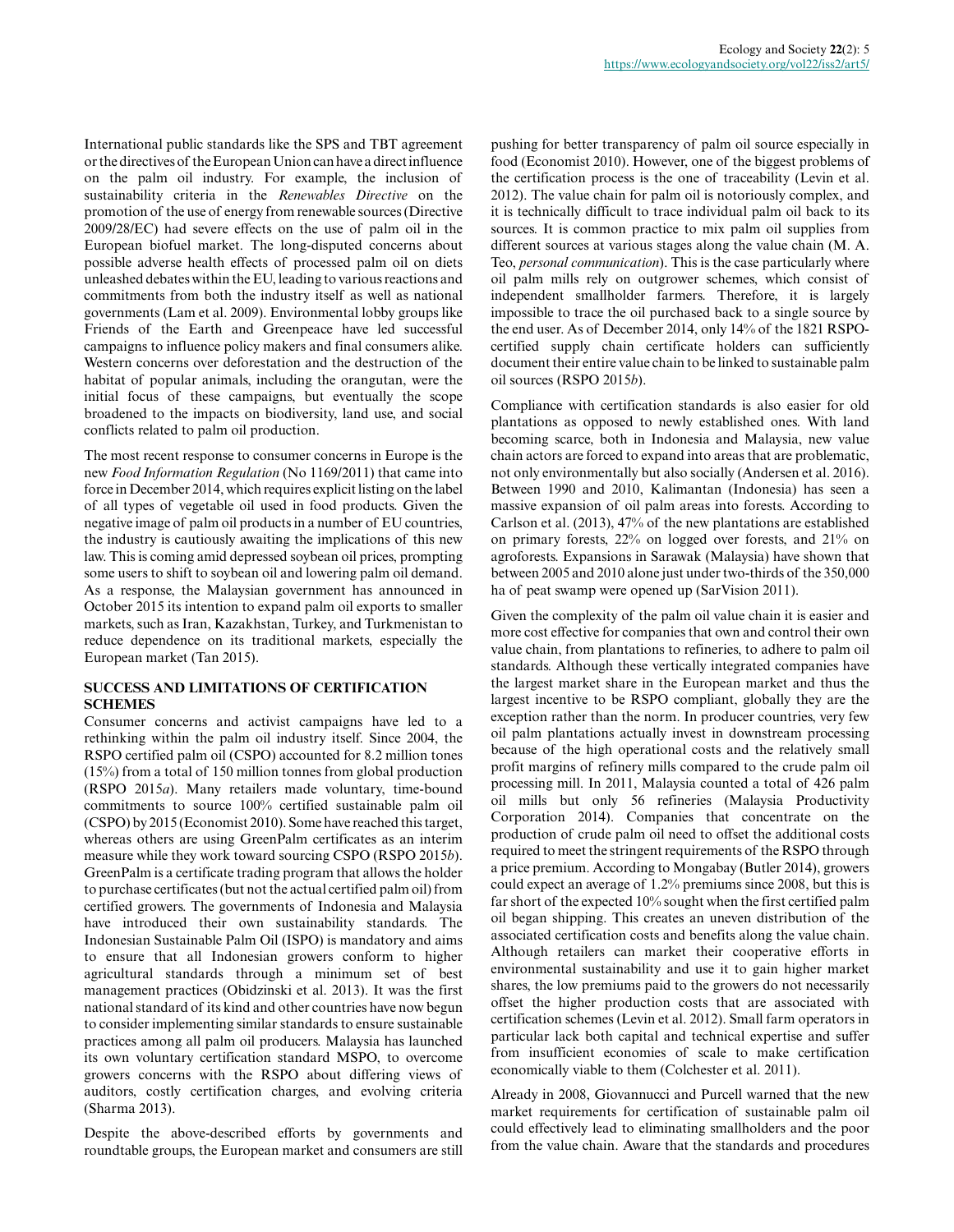International public standards like the SPS and TBT agreement or the directives of the European Union can have a direct influence on the palm oil industry. For example, the inclusion of sustainability criteria in the *Renewables Directive* on the promotion of the use of energy from renewable sources (Directive 2009/28/EC) had severe effects on the use of palm oil in the European biofuel market. The long-disputed concerns about possible adverse health effects of processed palm oil on diets unleashed debates within the EU, leading to various reactions and commitments from both the industry itself as well as national governments (Lam et al. 2009). Environmental lobby groups like Friends of the Earth and Greenpeace have led successful campaigns to influence policy makers and final consumers alike. Western concerns over deforestation and the destruction of the habitat of popular animals, including the orangutan, were the initial focus of these campaigns, but eventually the scope broadened to the impacts on biodiversity, land use, and social conflicts related to palm oil production.

The most recent response to consumer concerns in Europe is the new *Food Information Regulation* (No 1169/2011) that came into force in December 2014, which requires explicit listing on the label of all types of vegetable oil used in food products. Given the negative image of palm oil products in a number of EU countries, the industry is cautiously awaiting the implications of this new law. This is coming amid depressed soybean oil prices, prompting some users to shift to soybean oil and lowering palm oil demand. As a response, the Malaysian government has announced in October 2015 its intention to expand palm oil exports to smaller markets, such as Iran, Kazakhstan, Turkey, and Turkmenistan to reduce dependence on its traditional markets, especially the European market (Tan 2015).

## SUCCESS AND LIMITATIONS OF CERTIFICATION SCHEMES

Consumer concerns and activist campaigns have led to a rethinking within the palm oil industry itself. Since 2004, the RSPO certified palm oil (CSPO) accounted for 8.2 million tones (15%) from a total of 150 million tonnes from global production (RSPO 2015*a*). Many retailers made voluntary, time-bound commitments to source 100% certified sustainable palm oil (CSPO) by 2015 (Economist 2010). Some have reached this target, whereas others are using GreenPalm certificates as an interim measure while they work toward sourcing CSPO (RSPO 2015*b*). GreenPalm is a certificate trading program that allows the holder to purchase certificates (but not the actual certified palm oil) from certified growers. The governments of Indonesia and Malaysia have introduced their own sustainability standards. The Indonesian Sustainable Palm Oil (ISPO) is mandatory and aims to ensure that all Indonesian growers conform to higher agricultural standards through a minimum set of best management practices (Obidzinski et al. 2013). It was the first national standard of its kind and other countries have now begun to consider implementing similar standards to ensure sustainable practices among all palm oil producers. Malaysia has launched its own voluntary certification standard MSPO, to overcome growers concerns with the RSPO about differing views of auditors, costly certification charges, and evolving criteria (Sharma 2013).

Despite the above-described efforts by governments and roundtable groups, the European market and consumers are still pushing for better transparency of palm oil source especially in food (Economist 2010). However, one of the biggest problems of the certification process is the one of traceability (Levin et al. 2012). The value chain for palm oil is notoriously complex, and it is technically difficult to trace individual palm oil back to its sources. It is common practice to mix palm oil supplies from different sources at various stages along the value chain (M. A. Teo, *personal communication*). This is the case particularly where oil palm mills rely on outgrower schemes, which consist of independent smallholder farmers. Therefore, it is largely impossible to trace the oil purchased back to a single source by the end user. As of December 2014, only 14% of the 1821 RSPO-certified supply chain certificate holders can sufficiently document their entire value chain to be linked to sustainable palm oil sources (RSPO 2015*b*).

Compliance with certification standards is also easier for old plantations as opposed to newly established ones. With land becoming scarce, both in Indonesia and Malaysia, new value chain actors are forced to expand into areas that are problematic, not only environmentally but also socially (Andersen et al. 2016). Between 1990 and 2010, Kalimantan (Indonesia) has seen a massive expansion of oil palm areas into forests. According to Carlson et al. (2013), 47% of the new plantations are established on primary forests, 22% on logged over forests, and 21% on agroforests. Expansions in Sarawak (Malaysia) have shown that between 2005 and 2010 alone just under two-thirds of the 350,000 ha of peat swamp were opened up (SarVision 2011).

Given the complexity of the palm oil value chain it is easier and more cost effective for companies that own and control their own value chain, from plantations to refineries, to adhere to palm oil standards. Although these vertically integrated companies have the largest market share in the European market and thus the largest incentive to be RSPO compliant, globally they are the exception rather than the norm. In producer countries, very few oil palm plantations actually invest in downstream processing because of the high operational costs and the relatively small profit margins of refinery mills compared to the crude palm oil processing mill. In 2011, Malaysia counted a total of 426 palm oil mills but only 56 refineries (Malaysia Productivity Corporation 2014). Companies that concentrate on the production of crude palm oil need to offset the additional costs required to meet the stringent requirements of the RSPO through a price premium. According to Mongabay (Butler 2014), growers could expect an average of 1.2% premiums since 2008, but this is far short of the expected 10% sought when the first certified palm oil began shipping. This creates an uneven distribution of the associated certification costs and benefits along the value chain. Although retailers can market their cooperative efforts in environmental sustainability and use it to gain higher market shares, the low premiums paid to the growers do not necessarily offset the higher production costs that are associated with certification schemes (Levin et al. 2012). Small farm operators in particular lack both capital and technical expertise and suffer from insufficient economies of scale to make certification economically viable to them (Colchester et al. 2011).

Already in 2008, Giovannucci and Purcell warned that the new market requirements for certification of sustainable palm oil could effectively lead to eliminating smallholders and the poor from the value chain. Aware that the standards and procedures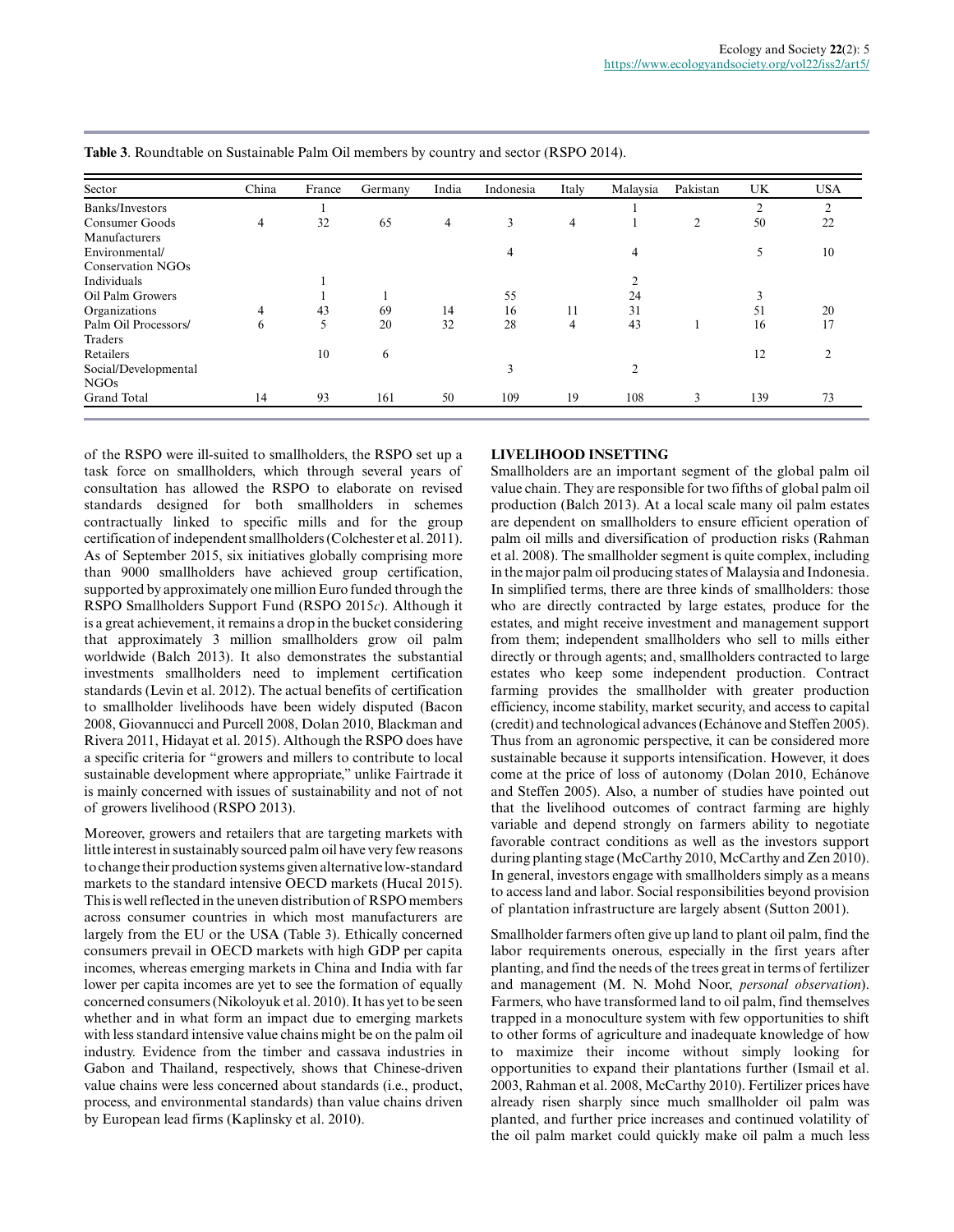**Table 3**. Roundtable on Sustainable Palm Oil members by country and sector (RSPO 2014).

| Sector | China | France | Germany | India | Indonesia | Italy | Malaysia | Pakistan | UK | USA |
|---|---|---|---|---|---|---|---|---|---|---|
| Banks/Investors | | 1 | | | | | 1 | | 2 | 2 |
| Consumer Goods Manufacturers | 4 | 32 | 65 | 4 | 3 | 4 | 1 | 2 | 50 | 22 |
| Environmental/ Conservation NGOs | | | | | 4 | | 4 | | 5 | 10 |
| Individuals | | 1 | | | | | 2 | | | |
| Oil Palm Growers | | 1 | 1 | | 55 | | 24 | | 3 | |
| Organizations | 4 | 43 | 69 | 14 | 16 | 11 | 31 | | 51 | 20 |
| Palm Oil Processors/ Traders | 6 | 5 | 20 | 32 | 28 | 4 | 43 | 1 | 16 | 17 |
| Retailers | | 10 | 6 | | | | | | 12 | 2 |
| Social/Developmental NGOs | | | | | 3 | | 2 | | | |
| Grand Total | 14 | 93 | 161 | 50 | 109 | 19 | 108 | 3 | 139 | 73 |

of the RSPO were ill-suited to smallholders, the RSPO set up a task force on smallholders, which through several years of consultation has allowed the RSPO to elaborate on revised standards designed for both smallholders in schemes contractually linked to specific mills and for the group certification of independent smallholders (Colchester et al. 2011). As of September 2015, six initiatives globally comprising more than 9000 smallholders have achieved group certification, supported by approximately one million Euro funded through the RSPO Smallholders Support Fund (RSPO 2015*c*). Although it is a great achievement, it remains a drop in the bucket considering that approximately 3 million smallholders grow oil palm worldwide (Balch 2013). It also demonstrates the substantial investments smallholders need to implement certification standards (Levin et al. 2012). The actual benefits of certification to smallholder livelihoods have been widely disputed (Bacon 2008, Giovannucci and Purcell 2008, Dolan 2010, Blackman and Rivera 2011, Hidayat et al. 2015). Although the RSPO does have a specific criteria for "growers and millers to contribute to local sustainable development where appropriate," unlike Fairtrade it is mainly concerned with issues of sustainability and not of not of growers livelihood (RSPO 2013).

Moreover, growers and retailers that are targeting markets with little interest in sustainably sourced palm oil have very few reasons to change their production systems given alternative low-standard markets to the standard intensive OECD markets (Hucal 2015). This is well reflected in the uneven distribution of RSPO members across consumer countries in which most manufacturers are largely from the EU or the USA (Table 3). Ethically concerned consumers prevail in OECD markets with high GDP per capita incomes, whereas emerging markets in China and India with far lower per capita incomes are yet to see the formation of equally concerned consumers (Nikoloyuk et al. 2010). It has yet to be seen whether and in what form an impact due to emerging markets with less standard intensive value chains might be on the palm oil industry. Evidence from the timber and cassava industries in Gabon and Thailand, respectively, shows that Chinese-driven value chains were less concerned about standards (i.e., product, process, and environmental standards) than value chains driven by European lead firms (Kaplinsky et al. 2010).

## LIVELIHOOD INSETTING

Smallholders are an important segment of the global palm oil value chain. They are responsible for two fifths of global palm oil production (Balch 2013). At a local scale many oil palm estates are dependent on smallholders to ensure efficient operation of palm oil mills and diversification of production risks (Rahman et al. 2008). The smallholder segment is quite complex, including in the major palm oil producing states of Malaysia and Indonesia. In simplified terms, there are three kinds of smallholders: those who are directly contracted by large estates, produce for the estates, and might receive investment and management support from them; independent smallholders who sell to mills either directly or through agents; and, smallholders contracted to large estates who keep some independent production. Contract farming provides the smallholder with greater production efficiency, income stability, market security, and access to capital (credit) and technological advances (Echánove and Steffen 2005). Thus from an agronomic perspective, it can be considered more sustainable because it supports intensification. However, it does come at the price of loss of autonomy (Dolan 2010, Echánove and Steffen 2005). Also, a number of studies have pointed out that the livelihood outcomes of contract farming are highly variable and depend strongly on farmers ability to negotiate favorable contract conditions as well as the investors support during planting stage (McCarthy 2010, McCarthy and Zen 2010). In general, investors engage with smallholders simply as a means to access land and labor. Social responsibilities beyond provision of plantation infrastructure are largely absent (Sutton 2001).

Smallholder farmers often give up land to plant oil palm, find the labor requirements onerous, especially in the first years after planting, and find the needs of the trees great in terms of fertilizer and management (M. N. Mohd Noor, *personal observation*). Farmers, who have transformed land to oil palm, find themselves trapped in a monoculture system with few opportunities to shift to other forms of agriculture and inadequate knowledge of how to maximize their income without simply looking for opportunities to expand their plantations further (Ismail et al. 2003, Rahman et al. 2008, McCarthy 2010). Fertilizer prices have already risen sharply since much smallholder oil palm was planted, and further price increases and continued volatility of the oil palm market could quickly make oil palm a much less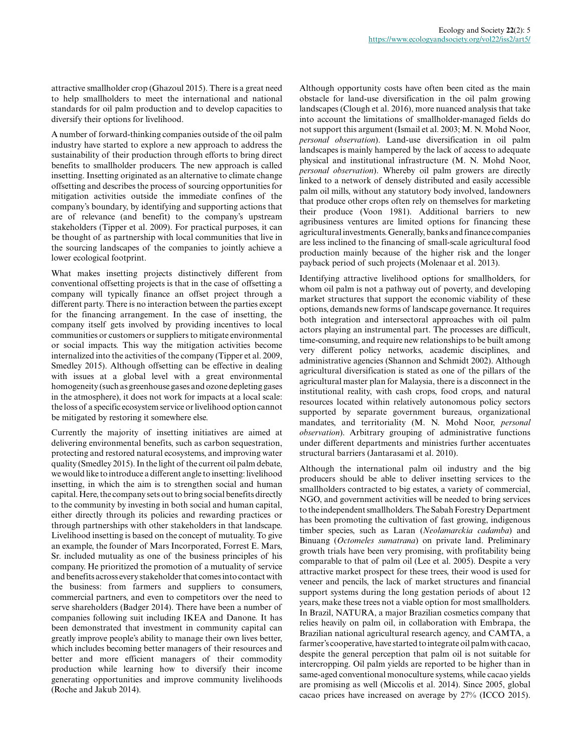attractive smallholder crop (Ghazoul 2015). There is a great need to help smallholders to meet the international and national standards for oil palm production and to develop capacities to diversify their options for livelihood.

A number of forward-thinking companies outside of the oil palm industry have started to explore a new approach to address the sustainability of their production through efforts to bring direct benefits to smallholder producers. The new approach is called insetting. Insetting originated as an alternative to climate change offsetting and describes the process of sourcing opportunities for mitigation activities outside the immediate confines of the company's boundary, by identifying and supporting actions that are of relevance (and benefit) to the company's upstream stakeholders (Tipper et al. 2009). For practical purposes, it can be thought of as partnership with local communities that live in the sourcing landscapes of the companies to jointly achieve a lower ecological footprint.

What makes insetting projects distinctively different from conventional offsetting projects is that in the case of offsetting a company will typically finance an offset project through a different party. There is no interaction between the parties except for the financing arrangement. In the case of insetting, the company itself gets involved by providing incentives to local communities or customers or suppliers to mitigate environmental or social impacts. This way the mitigation activities become internalized into the activities of the company (Tipper et al. 2009, Smedley 2015). Although offsetting can be effective in dealing with issues at a global level with a great environmental homogeneity (such as greenhouse gases and ozone depleting gases in the atmosphere), it does not work for impacts at a local scale: the loss of a specific ecosystem service or livelihood option cannot be mitigated by restoring it somewhere else.

Currently the majority of insetting initiatives are aimed at delivering environmental benefits, such as carbon sequestration, protecting and restored natural ecosystems, and improving water quality (Smedley 2015). In the light of the current oil palm debate, we would like to introduce a different angle to insetting: livelihood insetting, in which the aim is to strengthen social and human capital. Here, the company sets out to bring social benefits directly to the community by investing in both social and human capital, either directly through its policies and rewarding practices or through partnerships with other stakeholders in that landscape. Livelihood insetting is based on the concept of mutuality. To give an example, the founder of Mars Incorporated, Forrest E. Mars, Sr. included mutuality as one of the business principles of his company. He prioritized the promotion of a mutuality of service and benefits across every stakeholder that comes into contact with the business: from farmers and suppliers to consumers, commercial partners, and even to competitors over the need to serve shareholders (Badger 2014). There have been a number of companies following suit including IKEA and Danone. It has been demonstrated that investment in community capital can greatly improve people's ability to manage their own lives better, which includes becoming better managers of their resources and better and more efficient managers of their commodity production while learning how to diversify their income generating opportunities and improve community livelihoods (Roche and Jakub 2014).

Although opportunity costs have often been cited as the main obstacle for land-use diversification in the oil palm growing landscapes (Clough et al. 2016), more nuanced analysis that take into account the limitations of smallholder-managed fields do not support this argument (Ismail et al. 2003; M. N. Mohd Noor, *personal observation*). Land-use diversification in oil palm landscapes is mainly hampered by the lack of access to adequate physical and institutional infrastructure (M. N. Mohd Noor, *personal observation*). Whereby oil palm growers are directly linked to a network of densely distributed and easily accessible palm oil mills, without any statutory body involved, landowners that produce other crops often rely on themselves for marketing their produce (Voon 1981). Additional barriers to new agribusiness ventures are limited options for financing these agricultural investments. Generally, banks and finance companies are less inclined to the financing of small-scale agricultural food production mainly because of the higher risk and the longer payback period of such projects (Molenaar et al. 2013).

Identifying attractive livelihood options for smallholders, for whom oil palm is not a pathway out of poverty, and developing market structures that support the economic viability of these options, demands new forms of landscape governance. It requires both integration and intersectoral approaches with oil palm actors playing an instrumental part. The processes are difficult, time-consuming, and require new relationships to be built among very different policy networks, academic disciplines, and administrative agencies (Shannon and Schmidt 2002). Although agricultural diversification is stated as one of the pillars of the agricultural master plan for Malaysia, there is a disconnect in the institutional reality, with cash crops, food crops, and natural resources located within relatively autonomous policy sectors supported by separate government bureaus, organizational mandates, and territoriality (M. N. Mohd Noor, *personal observation*). Arbitrary grouping of administrative functions under different departments and ministries further accentuates structural barriers (Jantarasami et al. 2010).

Although the international palm oil industry and the big producers should be able to deliver insetting services to the smallholders contracted to big estates, a variety of commercial, NGO, and government activities will be needed to bring services to the independent smallholders. The Sabah Forestry Department has been promoting the cultivation of fast growing, indigenous timber species, such as Laran (*Neolamarckia cadamba*) and Binuang (*Octomeles sumatrana*) on private land. Preliminary growth trials have been very promising, with profitability being comparable to that of palm oil (Lee et al. 2005). Despite a very attractive market prospect for these trees, their wood is used for veneer and pencils, the lack of market structures and financial support systems during the long gestation periods of about 12 years, make these trees not a viable option for most smallholders. In Brazil, NATURA, a major Brazilian cosmetics company that relies heavily on palm oil, in collaboration with Embrapa, the Brazilian national agricultural research agency, and CAMTA, a farmer's cooperative, have started to integrate oil palm with cacao, despite the general perception that palm oil is not suitable for intercropping. Oil palm yields are reported to be higher than in same-aged conventional monoculture systems, while cacao yields are promising as well (Miccolis et al. 2014). Since 2005, global cacao prices have increased on average by 27% (ICCO 2015).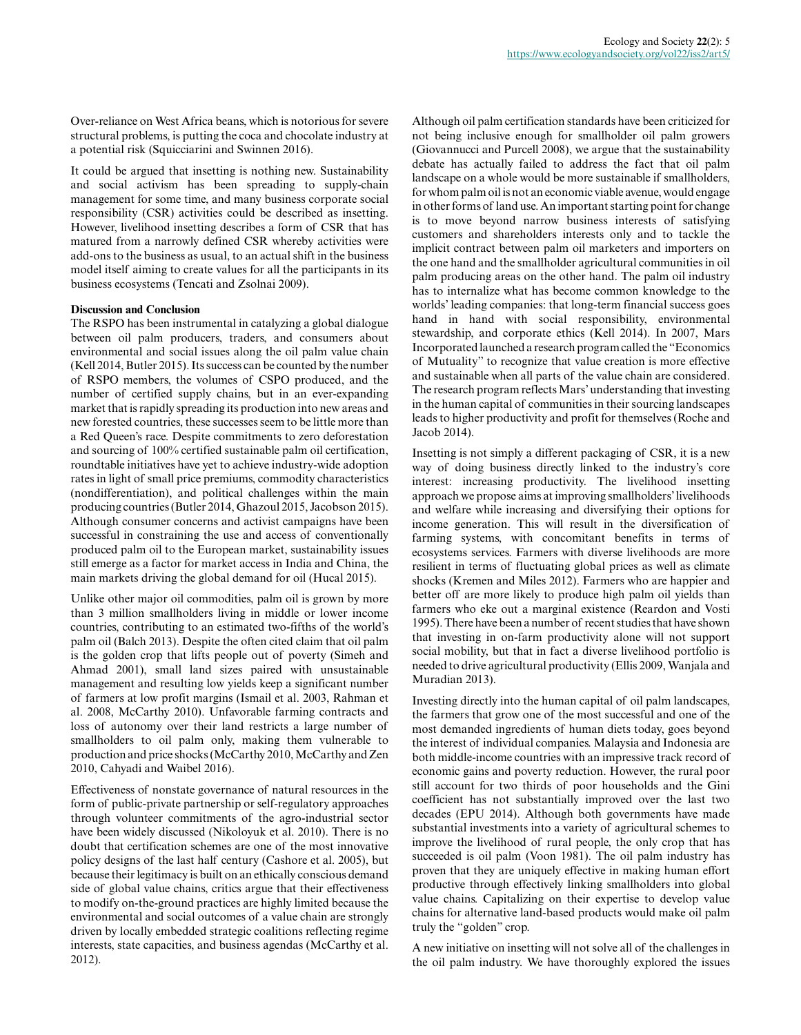Over-reliance on West Africa beans, which is notorious for severe structural problems, is putting the coca and chocolate industry at a potential risk (Squicciarini and Swinnen 2016).

It could be argued that insetting is nothing new. Sustainability and social activism has been spreading to supply-chain management for some time, and many business corporate social responsibility (CSR) activities could be described as insetting. However, livelihood insetting describes a form of CSR that has matured from a narrowly defined CSR whereby activities were add-ons to the business as usual, to an actual shift in the business model itself aiming to create values for all the participants in its business ecosystems (Tencati and Zsolnai 2009).

**Discussion and Conclusion**

The RSPO has been instrumental in catalyzing a global dialogue between oil palm producers, traders, and consumers about environmental and social issues along the oil palm value chain (Kell 2014, Butler 2015). Its success can be counted by the number of RSPO members, the volumes of CSPO produced, and the number of certified supply chains, but in an ever-expanding market that is rapidly spreading its production into new areas and new forested countries, these successes seem to be little more than a Red Queen's race. Despite commitments to zero deforestation and sourcing of 100% certified sustainable palm oil certification, roundtable initiatives have yet to achieve industry-wide adoption rates in light of small price premiums, commodity characteristics (nondifferentiation), and political challenges within the main producing countries (Butler 2014, Ghazoul 2015, Jacobson 2015). Although consumer concerns and activist campaigns have been successful in constraining the use and access of conventionally produced palm oil to the European market, sustainability issues still emerge as a factor for market access in India and China, the main markets driving the global demand for oil (Hucal 2015).

Unlike other major oil commodities, palm oil is grown by more than 3 million smallholders living in middle or lower income countries, contributing to an estimated two-fifths of the world's palm oil (Balch 2013). Despite the often cited claim that oil palm is the golden crop that lifts people out of poverty (Simeh and Ahmad 2001), small land sizes paired with unsustainable management and resulting low yields keep a significant number of farmers at low profit margins (Ismail et al. 2003, Rahman et al. 2008, McCarthy 2010). Unfavorable farming contracts and loss of autonomy over their land restricts a large number of smallholders to oil palm only, making them vulnerable to production and price shocks (McCarthy 2010, McCarthy and Zen 2010, Cahyadi and Waibel 2016).

Effectiveness of nonstate governance of natural resources in the form of public-private partnership or self-regulatory approaches through volunteer commitments of the agro-industrial sector have been widely discussed (Nikoloyuk et al. 2010). There is no doubt that certification schemes are one of the most innovative policy designs of the last half century (Cashore et al. 2005), but because their legitimacy is built on an ethically conscious demand side of global value chains, critics argue that their effectiveness to modify on-the-ground practices are highly limited because the environmental and social outcomes of a value chain are strongly driven by locally embedded strategic coalitions reflecting regime interests, state capacities, and business agendas (McCarthy et al. 2012).

Although oil palm certification standards have been criticized for not being inclusive enough for smallholder oil palm growers (Giovannucci and Purcell 2008), we argue that the sustainability debate has actually failed to address the fact that oil palm landscape on a whole would be more sustainable if smallholders, for whom palm oil is not an economic viable avenue, would engage in other forms of land use. An important starting point for change is to move beyond narrow business interests of satisfying customers and shareholders interests only and to tackle the implicit contract between palm oil marketers and importers on the one hand and the smallholder agricultural communities in oil palm producing areas on the other hand. The palm oil industry has to internalize what has become common knowledge to the worlds' leading companies: that long-term financial success goes hand in hand with social responsibility, environmental stewardship, and corporate ethics (Kell 2014). In 2007, Mars Incorporated launched a research program called the "Economics of Mutuality" to recognize that value creation is more effective and sustainable when all parts of the value chain are considered. The research program reflects Mars' understanding that investing in the human capital of communities in their sourcing landscapes leads to higher productivity and profit for themselves (Roche and Jacob 2014).

Insetting is not simply a different packaging of CSR, it is a new way of doing business directly linked to the industry's core interest: increasing productivity. The livelihood insetting approach we propose aims at improving smallholders' livelihoods and welfare while increasing and diversifying their options for income generation. This will result in the diversification of farming systems, with concomitant benefits in terms of ecosystems services. Farmers with diverse livelihoods are more resilient in terms of fluctuating global prices as well as climate shocks (Kremen and Miles 2012). Farmers who are happier and better off are more likely to produce high palm oil yields than farmers who eke out a marginal existence (Reardon and Vosti 1995). There have been a number of recent studies that have shown that investing in on-farm productivity alone will not support social mobility, but that in fact a diverse livelihood portfolio is needed to drive agricultural productivity (Ellis 2009, Wanjala and Muradian 2013).

Investing directly into the human capital of oil palm landscapes, the farmers that grow one of the most successful and one of the most demanded ingredients of human diets today, goes beyond the interest of individual companies. Malaysia and Indonesia are both middle-income countries with an impressive track record of economic gains and poverty reduction. However, the rural poor still account for two thirds of poor households and the Gini coefficient has not substantially improved over the last two decades (EPU 2014). Although both governments have made substantial investments into a variety of agricultural schemes to improve the livelihood of rural people, the only crop that has succeeded is oil palm (Voon 1981). The oil palm industry has proven that they are uniquely effective in making human effort productive through effectively linking smallholders into global value chains. Capitalizing on their expertise to develop value chains for alternative land-based products would make oil palm truly the "golden" crop.

A new initiative on insetting will not solve all of the challenges in the oil palm industry. We have thoroughly explored the issues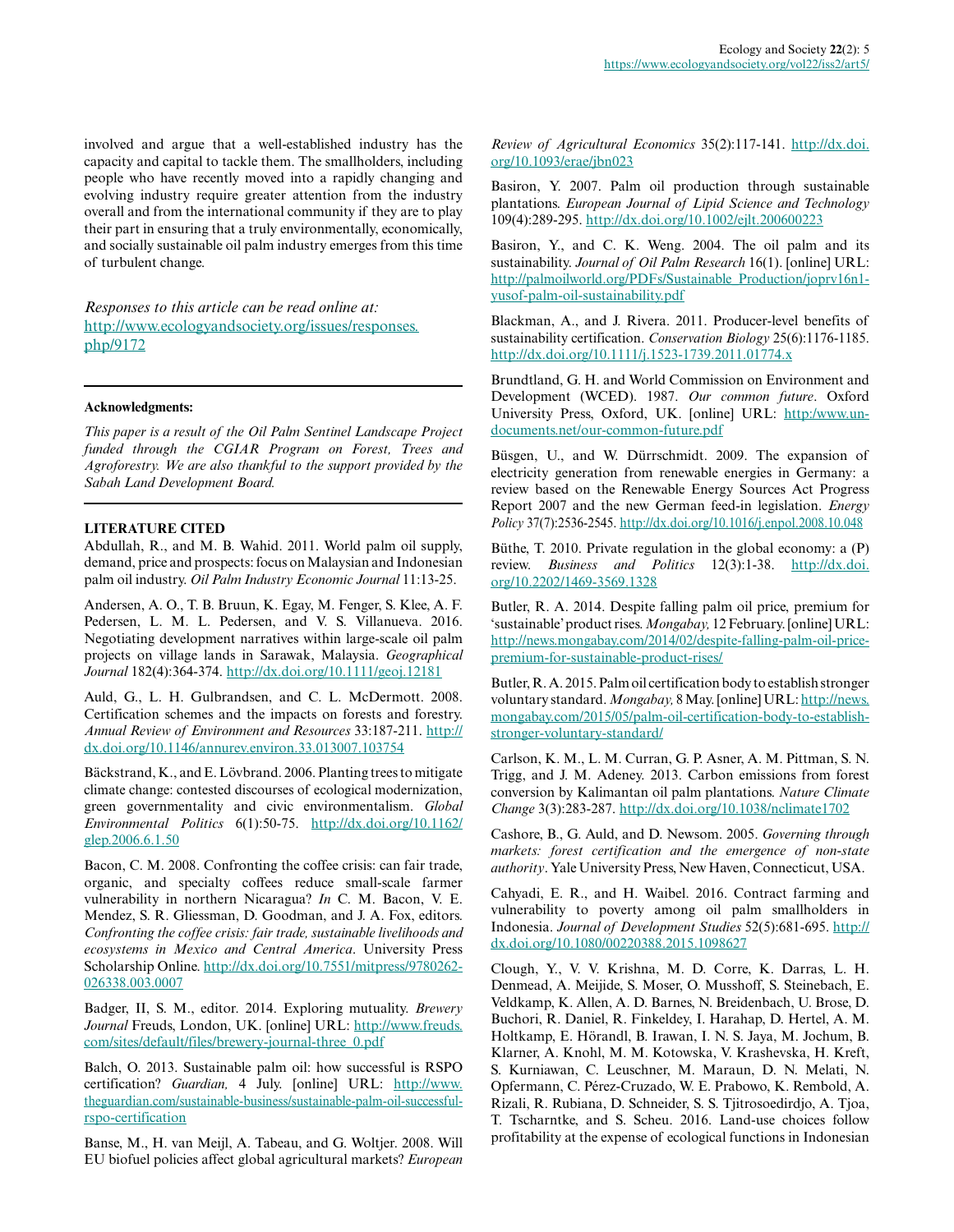involved and argue that a well-established industry has the capacity and capital to tackle them. The smallholders, including people who have recently moved into a rapidly changing and evolving industry require greater attention from the industry overall and from the international community if they are to play their part in ensuring that a truly environmentally, economically, and socially sustainable oil palm industry emerges from this time of turbulent change.

*Responses to this article can be read online at:*
http://www.ecologyandsociety.org/issues/responses.php/9172

---

**Acknowledgments:**

*This paper is a result of the Oil Palm Sentinel Landscape Project funded through the CGIAR Program on Forest, Trees and Agroforestry. We are also thankful to the support provided by the Sabah Land Development Board.*

---

## LITERATURE CITED

Abdullah, R., and M. B. Wahid. 2011. World palm oil supply, demand, price and prospects: focus on Malaysian and Indonesian palm oil industry. *Oil Palm Industry Economic Journal* 11:13-25.

Andersen, A. O., T. B. Bruun, K. Egay, M. Fenger, S. Klee, A. F. Pedersen, L. M. L. Pedersen, and V. S. Villanueva. 2016. Negotiating development narratives within large-scale oil palm projects on village lands in Sarawak, Malaysia. *Geographical Journal* 182(4):364-374. http://dx.doi.org/10.1111/geoj.12181

Auld, G., L. H. Gulbrandsen, and C. L. McDermott. 2008. Certification schemes and the impacts on forests and forestry. *Annual Review of Environment and Resources* 33:187-211. http://dx.doi.org/10.1146/annurev.environ.33.013007.103754

Bäckstrand, K., and E. Lövbrand. 2006. Planting trees to mitigate climate change: contested discourses of ecological modernization, green governmentality and civic environmentalism. *Global Environmental Politics* 6(1):50-75. http://dx.doi.org/10.1162/glep.2006.6.1.50

Bacon, C. M. 2008. Confronting the coffee crisis: can fair trade, organic, and specialty coffees reduce small-scale farmer vulnerability in northern Nicaragua? *In* C. M. Bacon, V. E. Mendez, S. R. Gliessman, D. Goodman, and J. A. Fox, editors. *Confronting the coffee crisis: fair trade, sustainable livelihoods and ecosystems in Mexico and Central America*. University Press Scholarship Online. http://dx.doi.org/10.7551/mitpress/9780262-026338.003.0007

Badger, II, S. M., editor. 2014. Exploring mutuality. *Brewery Journal* Freuds, London, UK. [online] URL: http://www.freuds.com/sites/default/files/brewery-journal-three_0.pdf

Balch, O. 2013. Sustainable palm oil: how successful is RSPO certification? *Guardian,* 4 July. [online] URL: http://www.theguardian.com/sustainable-business/sustainable-palm-oil-successful-rspo-certification

Banse, M., H. van Meijl, A. Tabeau, and G. Woltjer. 2008. Will EU biofuel policies affect global agricultural markets? *European Review of Agricultural Economics* 35(2):117-141. http://dx.doi.org/10.1093/erae/jbn023

Basiron, Y. 2007. Palm oil production through sustainable plantations. *European Journal of Lipid Science and Technology* 109(4):289-295. http://dx.doi.org/10.1002/ejlt.200600223

Basiron, Y., and C. K. Weng. 2004. The oil palm and its sustainability. *Journal of Oil Palm Research* 16(1). [online] URL: http://palmoilworld.org/PDFs/Sustainable_Production/joprv16n1-yusof-palm-oil-sustainability.pdf

Blackman, A., and J. Rivera. 2011. Producer-level benefits of sustainability certification. *Conservation Biology* 25(6):1176-1185. http://dx.doi.org/10.1111/j.1523-1739.2011.01774.x

Brundtland, G. H. and World Commission on Environment and Development (WCED). 1987. *Our common future*. Oxford University Press, Oxford, UK. [online] URL: http://www.un-documents.net/our-common-future.pdf

Büsgen, U., and W. Dürrschmidt. 2009. The expansion of electricity generation from renewable energies in Germany: a review based on the Renewable Energy Sources Act Progress Report 2007 and the new German feed-in legislation. *Energy Policy* 37(7):2536-2545. http://dx.doi.org/10.1016/j.enpol.2008.10.048

Büthe, T. 2010. Private regulation in the global economy: a (P) review. *Business and Politics* 12(3):1-38. http://dx.doi.org/10.2202/1469-3569.1328

Butler, R. A. 2014. Despite falling palm oil price, premium for 'sustainable' product rises. *Mongabay,* 12 February. [online] URL: http://news.mongabay.com/2014/02/despite-falling-palm-oil-price-premium-for-sustainable-product-rises/

Butler, R. A. 2015. Palm oil certification body to establish stronger voluntary standard. *Mongabay,* 8 May. [online] URL: http://news.mongabay.com/2015/05/palm-oil-certification-body-to-establish-stronger-voluntary-standard/

Carlson, K. M., L. M. Curran, G. P. Asner, A. M. Pittman, S. N. Trigg, and J. M. Adeney. 2013. Carbon emissions from forest conversion by Kalimantan oil palm plantations. *Nature Climate Change* 3(3):283-287. http://dx.doi.org/10.1038/nclimate1702

Cashore, B., G. Auld, and D. Newsom. 2005. *Governing through markets: forest certification and the emergence of non-state authority*. Yale University Press, New Haven, Connecticut, USA.

Cahyadi, E. R., and H. Waibel. 2016. Contract farming and vulnerability to poverty among oil palm smallholders in Indonesia. *Journal of Development Studies* 52(5):681-695. http://dx.doi.org/10.1080/00220388.2015.1098627

Clough, Y., V. V. Krishna, M. D. Corre, K. Darras, L. H. Denmead, A. Meijide, S. Moser, O. Musshoff, S. Steinebach, E. Veldkamp, K. Allen, A. D. Barnes, N. Breidenbach, U. Brose, D. Buchori, R. Daniel, R. Finkeldey, I. Harahap, D. Hertel, A. M. Holtkamp, E. Hörandl, B. Irawan, I. N. S. Jaya, M. Jochum, B. Klarner, A. Knohl, M. M. Kotowska, V. Krashevska, H. Kreft, S. Kurniawan, C. Leuschner, M. Maraun, D. N. Melati, N. Opfermann, C. Pérez-Cruzado, W. E. Prabowo, K. Rembold, A. Rizali, R. Rubiana, D. Schneider, S. S. Tjitrosoedirdjo, A. Tjoa, T. Tscharntke, and S. Scheu. 2016. Land-use choices follow profitability at the expense of ecological functions in Indonesian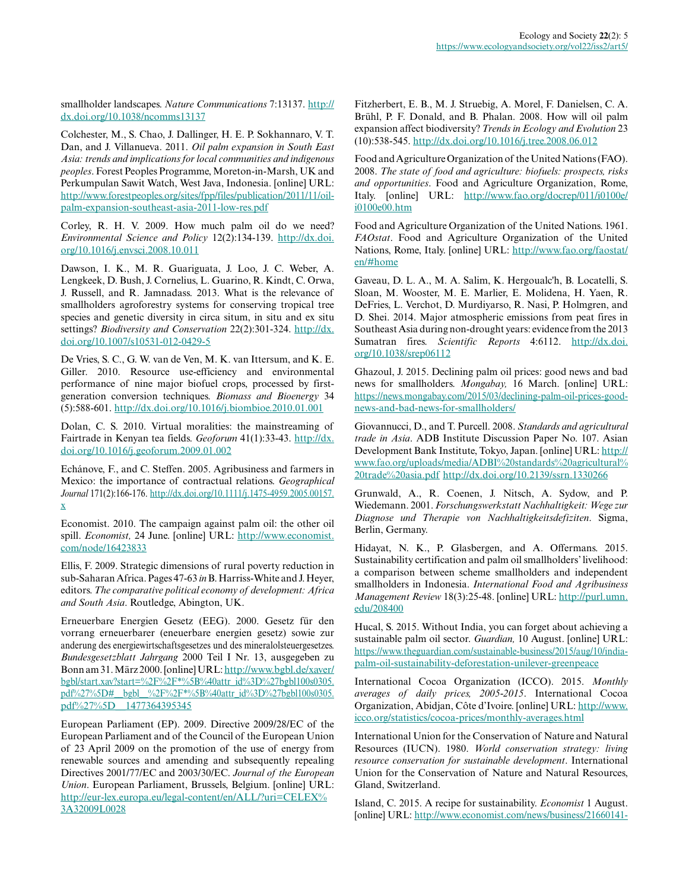smallholder landscapes. *Nature Communications* 7:13137. http://dx.doi.org/10.1038/ncomms13137

Colchester, M., S. Chao, J. Dallinger, H. E. P. Sokhannaro, V. T. Dan, and J. Villanueva. 2011. *Oil palm expansion in South East Asia: trends and implications for local communities and indigenous peoples*. Forest Peoples Programme, Moreton-in-Marsh, UK and Perkumpulan Sawit Watch, West Java, Indonesia. [online] URL: http://www.forestpeoples.org/sites/fpp/files/publication/2011/11/oil-palm-expansion-southeast-asia-2011-low-res.pdf

Corley, R. H. V. 2009. How much palm oil do we need? *Environmental Science and Policy* 12(2):134-139. http://dx.doi.org/10.1016/j.envsci.2008.10.011

Dawson, I. K., M. R. Guariguata, J. Loo, J. C. Weber, A. Lengkeek, D. Bush, J. Cornelius, L. Guarino, R. Kindt, C. Orwa, J. Russell, and R. Jamnadass. 2013. What is the relevance of smallholders agroforestry systems for conserving tropical tree species and genetic diversity in circa situm, in situ and ex situ settings? *Biodiversity and Conservation* 22(2):301-324. http://dx.doi.org/10.1007/s10531-012-0429-5

De Vries, S. C., G. W. van de Ven, M. K. van Ittersum, and K. E. Giller. 2010. Resource use-efficiency and environmental performance of nine major biofuel crops, processed by first-generation conversion techniques. *Biomass and Bioenergy* 34 (5):588-601. http://dx.doi.org/10.1016/j.biombioe.2010.01.001

Dolan, C. S. 2010. Virtual moralities: the mainstreaming of Fairtrade in Kenyan tea fields. *Geoforum* 41(1):33-43. http://dx.doi.org/10.1016/j.geoforum.2009.01.002

Echánove, F., and C. Steffen. 2005. Agribusiness and farmers in Mexico: the importance of contractual relations. *Geographical Journal* 171(2):166-176. http://dx.doi.org/10.1111/j.1475-4959.2005.00157.x

Economist. 2010. The campaign against palm oil: the other oil spill. *Economist,* 24 June. [online] URL: http://www.economist.com/node/16423833

Ellis, F. 2009. Strategic dimensions of rural poverty reduction in sub-Saharan Africa. Pages 47-63 *in* B. Harriss-White and J. Heyer, editors. *The comparative political economy of development: Africa and South Asia*. Routledge, Abington, UK.

Erneuerbare Energien Gesetz (EEG). 2000. Gesetz für den vorrang erneuerbarer (eneuerbare energien gesetz) sowie zur anderung des energiewirtschaftsgesetzes und des mineralolsteuergesetzes. *Bundesgesetzblatt Jahrgang* 2000 Teil I Nr. 13, ausgegeben zu Bonn am 31. März 2000. [online] URL: http://www.bgbl.de/xaver/bgbl/start.xav?start=%2F%2F*%5B%40attr_id%3D%27bgbl100s0305.pdf%27%5D#__bgbl__%2F%2F*%5B%40attr_id%3D%27bgbl100s0305.pdf%27%5D__1477364395345

European Parliament (EP). 2009. Directive 2009/28/EC of the European Parliament and of the Council of the European Union of 23 April 2009 on the promotion of the use of energy from renewable sources and amending and subsequently repealing Directives 2001/77/EC and 2003/30/EC. *Journal of the European Union*. European Parliament, Brussels, Belgium. [online] URL: http://eur-lex.europa.eu/legal-content/en/ALL/?uri=CELEX%3A32009L0028

Fitzherbert, E. B., M. J. Struebig, A. Morel, F. Danielsen, C. A. Brühl, P. F. Donald, and B. Phalan. 2008. How will oil palm expansion affect biodiversity? *Trends in Ecology and Evolution* 23 (10):538-545. http://dx.doi.org/10.1016/j.tree.2008.06.012

Food and Agriculture Organization of the United Nations (FAO). 2008. *The state of food and agriculture: biofuels: prospects, risks and opportunities*. Food and Agriculture Organization, Rome, Italy. [online] URL: http://www.fao.org/docrep/011/i0100e/i0100e00.htm

Food and Agriculture Organization of the United Nations. 1961. *FAOstat*. Food and Agriculture Organization of the United Nations, Rome, Italy. [online] URL: http://www.fao.org/faostat/en/#home

Gaveau, D. L. A., M. A. Salim, K. Hergoualc'h, B. Locatelli, S. Sloan, M. Wooster, M. E. Marlier, E. Molidena, H. Yaen, R. DeFries, L. Verchot, D. Murdiyarso, R. Nasi, P. Holmgren, and D. Sheil. 2014. Major atmospheric emissions from peat fires in Southeast Asia during non-drought years: evidence from the 2013 Sumatran fires. *Scientific Reports* 4:6112. http://dx.doi.org/10.1038/srep06112

Ghazoul, J. 2015. Declining palm oil prices: good news and bad news for smallholders. *Mongabay,* 16 March. [online] URL: https://news.mongabay.com/2015/03/declining-palm-oil-prices-good-news-and-bad-news-for-smallholders/

Giovannucci, D., and T. Purcell. 2008. *Standards and agricultural trade in Asia*. ADB Institute Discussion Paper No. 107. Asian Development Bank Institute, Tokyo, Japan. [online] URL: http://www.fao.org/uploads/media/ADBI%20standards%20agricultural%20trade%20asia.pdf http://dx.doi.org/10.2139/ssrn.1330266

Grunwald, A., R. Coenen, J. Nitsch, A. Sydow, and P. Wiedemann. 2001. *Forschungswerkstatt Nachhaltigkeit: Wege zur Diagnose und Therapie von Nachhaltigkeitsdefiziten*. Sigma, Berlin, Germany.

Hidayat, N. K., P. Glasbergen, and A. Offermans. 2015. Sustainability certification and palm oil smallholders' livelihood: a comparison between scheme smallholders and independent smallholders in Indonesia. *International Food and Agribusiness Management Review* 18(3):25-48. [online] URL: http://purl.umn.edu/208400

Hucal, S. 2015. Without India, you can forget about achieving a sustainable palm oil sector. *Guardian,* 10 August. [online] URL: https://www.theguardian.com/sustainable-business/2015/aug/10/india-palm-oil-sustainability-deforestation-unilever-greenpeace

International Cocoa Organization (ICCO). 2015. *Monthly averages of daily prices, 2005-2015*. International Cocoa Organization, Abidjan, Côte d'Ivoire. [online] URL: http://www.icco.org/statistics/cocoa-prices/monthly-averages.html

International Union for the Conservation of Nature and Natural Resources (IUCN). 1980. *World conservation strategy: living resource conservation for sustainable development*. International Union for the Conservation of Nature and Natural Resources, Gland, Switzerland.

Island, C. 2015. A recipe for sustainability. *Economist* 1 August. [online] URL: http://www.economist.com/news/business/21660141-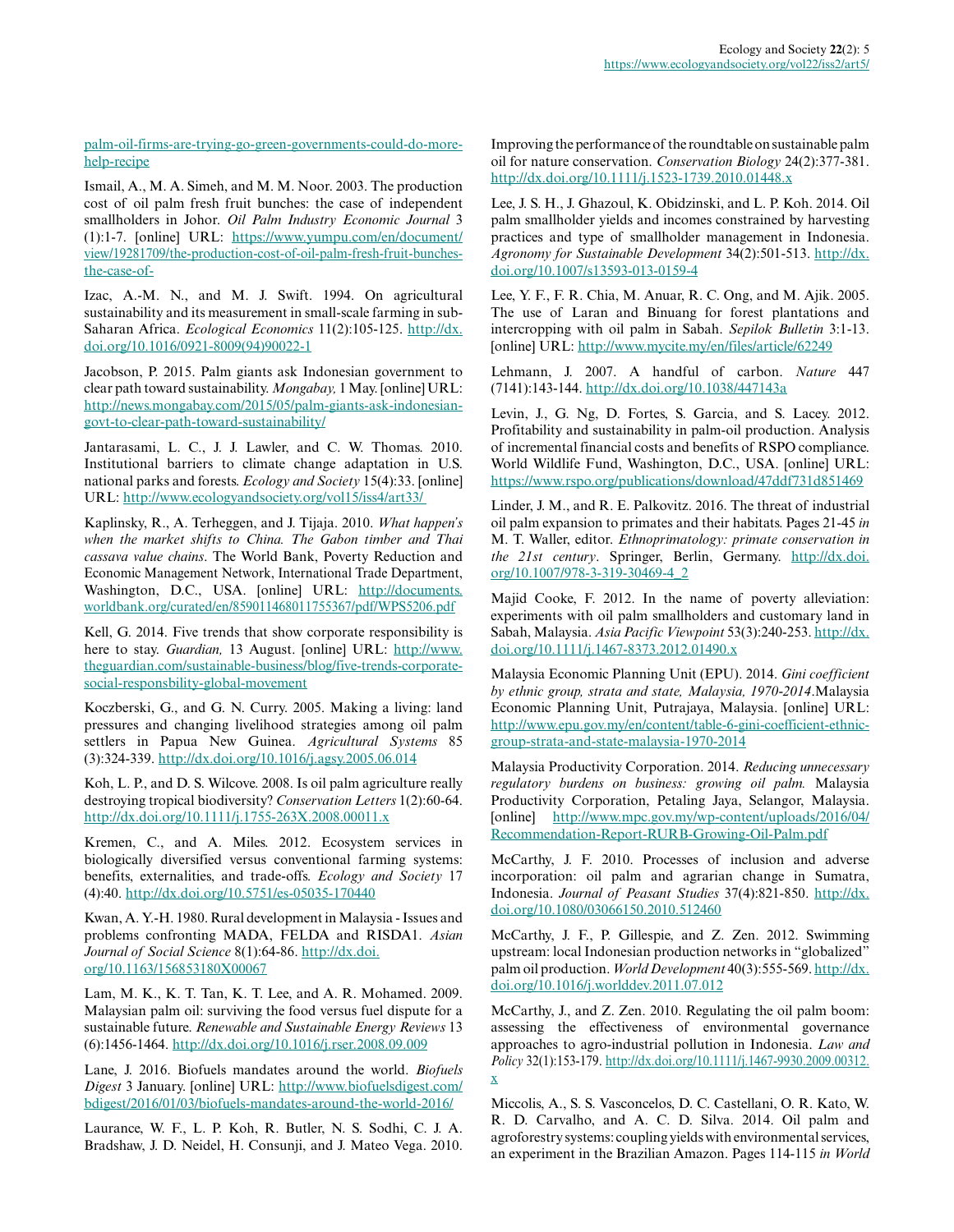palm-oil-firms-are-trying-go-green-governments-could-do-more-help-recipe

Ismail, A., M. A. Simeh, and M. M. Noor. 2003. The production cost of oil palm fresh fruit bunches: the case of independent smallholders in Johor. *Oil Palm Industry Economic Journal* 3 (1):1-7. [online] URL: https://www.yumpu.com/en/document/view/19281709/the-production-cost-of-oil-palm-fresh-fruit-bunches-the-case-of-

Izac, A.-M. N., and M. J. Swift. 1994. On agricultural sustainability and its measurement in small-scale farming in sub-Saharan Africa. *Ecological Economics* 11(2):105-125. http://dx.doi.org/10.1016/0921-8009(94)90022-1

Jacobson, P. 2015. Palm giants ask Indonesian government to clear path toward sustainability. *Mongabay,* 1 May. [online] URL: http://news.mongabay.com/2015/05/palm-giants-ask-indonesian-govt-to-clear-path-toward-sustainability/

Jantarasami, L. C., J. J. Lawler, and C. W. Thomas. 2010. Institutional barriers to climate change adaptation in U.S. national parks and forests. *Ecology and Society* 15(4):33. [online] URL: http://www.ecologyandsociety.org/vol15/iss4/art33/

Kaplinsky, R., A. Terheggen, and J. Tijaja. 2010. *What happen's when the market shifts to China. The Gabon timber and Thai cassava value chains*. The World Bank, Poverty Reduction and Economic Management Network, International Trade Department, Washington, D.C., USA. [online] URL: http://documents.worldbank.org/curated/en/859011468011755367/pdf/WPS5206.pdf

Kell, G. 2014. Five trends that show corporate responsibility is here to stay. *Guardian,* 13 August. [online] URL: http://www.theguardian.com/sustainable-business/blog/five-trends-corporate-social-responsbility-global-movement

Koczberski, G., and G. N. Curry. 2005. Making a living: land pressures and changing livelihood strategies among oil palm settlers in Papua New Guinea. *Agricultural Systems* 85 (3):324-339. http://dx.doi.org/10.1016/j.agsy.2005.06.014

Koh, L. P., and D. S. Wilcove. 2008. Is oil palm agriculture really destroying tropical biodiversity? *Conservation Letters* 1(2):60-64. http://dx.doi.org/10.1111/j.1755-263X.2008.00011.x

Kremen, C., and A. Miles. 2012. Ecosystem services in biologically diversified versus conventional farming systems: benefits, externalities, and trade-offs. *Ecology and Society* 17 (4):40. http://dx.doi.org/10.5751/es-05035-170440

Kwan, A. Y.-H. 1980. Rural development in Malaysia - Issues and problems confronting MADA, FELDA and RISDA1. *Asian Journal of Social Science* 8(1):64-86. http://dx.doi.org/10.1163/156853180X00067

Lam, M. K., K. T. Tan, K. T. Lee, and A. R. Mohamed. 2009. Malaysian palm oil: surviving the food versus fuel dispute for a sustainable future. *Renewable and Sustainable Energy Reviews* 13 (6):1456-1464. http://dx.doi.org/10.1016/j.rser.2008.09.009

Lane, J. 2016. Biofuels mandates around the world. *Biofuels Digest* 3 January. [online] URL: http://www.biofuelsdigest.com/bdigest/2016/01/03/biofuels-mandates-around-the-world-2016/

Laurance, W. F., L. P. Koh, R. Butler, N. S. Sodhi, C. J. A. Bradshaw, J. D. Neidel, H. Consunji, and J. Mateo Vega. 2010. Improving the performance of the roundtable on sustainable palm oil for nature conservation. *Conservation Biology* 24(2):377-381. http://dx.doi.org/10.1111/j.1523-1739.2010.01448.x

Lee, J. S. H., J. Ghazoul, K. Obidzinski, and L. P. Koh. 2014. Oil palm smallholder yields and incomes constrained by harvesting practices and type of smallholder management in Indonesia. *Agronomy for Sustainable Development* 34(2):501-513. http://dx.doi.org/10.1007/s13593-013-0159-4

Lee, Y. F., F. R. Chia, M. Anuar, R. C. Ong, and M. Ajik. 2005. The use of Laran and Binuang for forest plantations and intercropping with oil palm in Sabah. *Sepilok Bulletin* 3:1-13. [online] URL: http://www.mycite.my/en/files/article/62249

Lehmann, J. 2007. A handful of carbon. *Nature* 447 (7141):143-144. http://dx.doi.org/10.1038/447143a

Levin, J., G. Ng, D. Fortes, S. Garcia, and S. Lacey. 2012. Profitability and sustainability in palm-oil production. Analysis of incremental financial costs and benefits of RSPO compliance. World Wildlife Fund, Washington, D.C., USA. [online] URL: https://www.rspo.org/publications/download/47ddf731d851469

Linder, J. M., and R. E. Palkovitz. 2016. The threat of industrial oil palm expansion to primates and their habitats. Pages 21-45 *in* M. T. Waller, editor. *Ethnoprimatology: primate conservation in the 21st century*. Springer, Berlin, Germany. http://dx.doi.org/10.1007/978-3-319-30469-4_2

Majid Cooke, F. 2012. In the name of poverty alleviation: experiments with oil palm smallholders and customary land in Sabah, Malaysia. *Asia Pacific Viewpoint* 53(3):240-253. http://dx.doi.org/10.1111/j.1467-8373.2012.01490.x

Malaysia Economic Planning Unit (EPU). 2014. *Gini coefficient by ethnic group, strata and state, Malaysia, 1970-2014*.Malaysia Economic Planning Unit, Putrajaya, Malaysia. [online] URL: http://www.epu.gov.my/en/content/table-6-gini-coefficient-ethnic-group-strata-and-state-malaysia-1970-2014

Malaysia Productivity Corporation. 2014. *Reducing unnecessary regulatory burdens on business: growing oil palm.* Malaysia Productivity Corporation, Petaling Jaya, Selangor, Malaysia. [online] http://www.mpc.gov.my/wp-content/uploads/2016/04/Recommendation-Report-RURB-Growing-Oil-Palm.pdf

McCarthy, J. F. 2010. Processes of inclusion and adverse incorporation: oil palm and agrarian change in Sumatra, Indonesia. *Journal of Peasant Studies* 37(4):821-850. http://dx.doi.org/10.1080/03066150.2010.512460

McCarthy, J. F., P. Gillespie, and Z. Zen. 2012. Swimming upstream: local Indonesian production networks in "globalized" palm oil production. *World Development* 40(3):555-569. http://dx.doi.org/10.1016/j.worlddev.2011.07.012

McCarthy, J., and Z. Zen. 2010. Regulating the oil palm boom: assessing the effectiveness of environmental governance approaches to agro-industrial pollution in Indonesia. *Law and Policy* 32(1):153-179. http://dx.doi.org/10.1111/j.1467-9930.2009.00312.x

Miccolis, A., S. S. Vasconcelos, D. C. Castellani, O. R. Kato, W. R. D. Carvalho, and A. C. D. Silva. 2014. Oil palm and agroforestry systems: coupling yields with environmental services, an experiment in the Brazilian Amazon. Pages 114-115 *in World*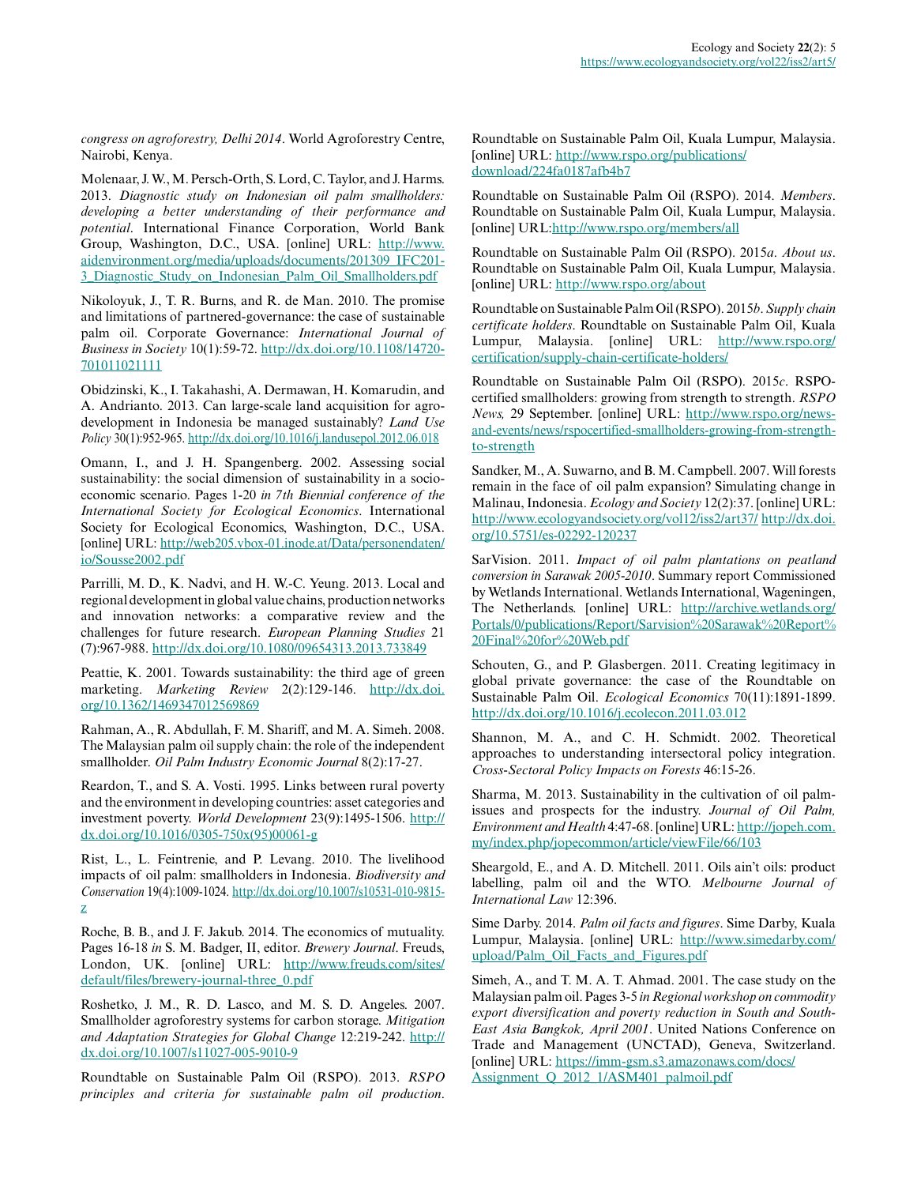*congress on agroforestry, Delhi 2014*. World Agroforestry Centre, Nairobi, Kenya.

Molenaar, J. W., M. Persch-Orth, S. Lord, C. Taylor, and J. Harms. 2013. *Diagnostic study on Indonesian oil palm smallholders: developing a better understanding of their performance and potential*. International Finance Corporation, World Bank Group, Washington, D.C., USA. [online] URL: http://www.aidenvironment.org/media/uploads/documents/201309_IFC2013_Diagnostic_Study_on_Indonesian_Palm_Oil_Smallholders.pdf

Nikoloyuk, J., T. R. Burns, and R. de Man. 2010. The promise and limitations of partnered-governance: the case of sustainable palm oil. Corporate Governance: *International Journal of Business in Society* 10(1):59-72. http://dx.doi.org/10.1108/14720701011021111

Obidzinski, K., I. Takahashi, A. Dermawan, H. Komarudin, and A. Andrianto. 2013. Can large-scale land acquisition for agro-development in Indonesia be managed sustainably? *Land Use Policy* 30(1):952-965. http://dx.doi.org/10.1016/j.landusepol.2012.06.018

Omann, I., and J. H. Spangenberg. 2002. Assessing social sustainability: the social dimension of sustainability in a socio-economic scenario. Pages 1-20 *in 7th Biennial conference of the International Society for Ecological Economics*. International Society for Ecological Economics, Washington, D.C., USA. [online] URL: http://web205.vbox-01.inode.at/Data/personendaten/io/Sousse2002.pdf

Parrilli, M. D., K. Nadvi, and H. W.-C. Yeung. 2013. Local and regional development in global value chains, production networks and innovation networks: a comparative review and the challenges for future research. *European Planning Studies* 21 (7):967-988. http://dx.doi.org/10.1080/09654313.2013.733849

Peattie, K. 2001. Towards sustainability: the third age of green marketing. *Marketing Review* 2(2):129-146. http://dx.doi.org/10.1362/1469347012569869

Rahman, A., R. Abdullah, F. M. Shariff, and M. A. Simeh. 2008. The Malaysian palm oil supply chain: the role of the independent smallholder. *Oil Palm Industry Economic Journal* 8(2):17-27.

Reardon, T., and S. A. Vosti. 1995. Links between rural poverty and the environment in developing countries: asset categories and investment poverty. *World Development* 23(9):1495-1506. http://dx.doi.org/10.1016/0305-750x(95)00061-g

Rist, L., L. Feintrenie, and P. Levang. 2010. The livelihood impacts of oil palm: smallholders in Indonesia. *Biodiversity and Conservation* 19(4):1009-1024. http://dx.doi.org/10.1007/s10531-010-9815-z

Roche, B. B., and J. F. Jakub. 2014. The economics of mutuality. Pages 16-18 *in* S. M. Badger, II, editor. *Brewery Journal*. Freuds, London, UK. [online] URL: http://www.freuds.com/sites/default/files/brewery-journal-three_0.pdf

Roshetko, J. M., R. D. Lasco, and M. S. D. Angeles. 2007. Smallholder agroforestry systems for carbon storage. *Mitigation and Adaptation Strategies for Global Change* 12:219-242. http://dx.doi.org/10.1007/s11027-005-9010-9

Roundtable on Sustainable Palm Oil (RSPO). 2013. *RSPO principles and criteria for sustainable palm oil production*. Roundtable on Sustainable Palm Oil, Kuala Lumpur, Malaysia. [online] URL: http://www.rspo.org/publications/download/224fa0187afb4b7

Roundtable on Sustainable Palm Oil (RSPO). 2014. *Members*. Roundtable on Sustainable Palm Oil, Kuala Lumpur, Malaysia. [online] URL:http://www.rspo.org/members/all

Roundtable on Sustainable Palm Oil (RSPO). 2015*a*. *About us*. Roundtable on Sustainable Palm Oil, Kuala Lumpur, Malaysia. [online] URL: http://www.rspo.org/about

Roundtable on Sustainable Palm Oil (RSPO). 2015*b*. *Supply chain certificate holders*. Roundtable on Sustainable Palm Oil, Kuala Lumpur, Malaysia. [online] URL: http://www.rspo.org/certification/supply-chain-certificate-holders/

Roundtable on Sustainable Palm Oil (RSPO). 2015*c*. RSPO-certified smallholders: growing from strength to strength. *RSPO News,* 29 September. [online] URL: http://www.rspo.org/news-and-events/news/rspocertified-smallholders-growing-from-strength-to-strength

Sandker, M., A. Suwarno, and B. M. Campbell. 2007. Will forests remain in the face of oil palm expansion? Simulating change in Malinau, Indonesia. *Ecology and Society* 12(2):37. [online] URL: http://www.ecologyandsociety.org/vol12/iss2/art37/ http://dx.doi.org/10.5751/es-02292-120237

SarVision. 2011. *Impact of oil palm plantations on peatland conversion in Sarawak 2005-2010*. Summary report Commissioned by Wetlands International. Wetlands International, Wageningen, The Netherlands. [online] URL: http://archive.wetlands.org/Portals/0/publications/Report/Sarvision%20Sarawak%20Report%20Final%20for%20Web.pdf

Schouten, G., and P. Glasbergen. 2011. Creating legitimacy in global private governance: the case of the Roundtable on Sustainable Palm Oil. *Ecological Economics* 70(11):1891-1899. http://dx.doi.org/10.1016/j.ecolecon.2011.03.012

Shannon, M. A., and C. H. Schmidt. 2002. Theoretical approaches to understanding intersectoral policy integration. *Cross-Sectoral Policy Impacts on Forests* 46:15-26.

Sharma, M. 2013. Sustainability in the cultivation of oil palm-issues and prospects for the industry. *Journal of Oil Palm, Environment and Health* 4:47-68. [online] URL: http://jopeh.com.my/index.php/jopecommon/article/viewFile/66/103

Sheargold, E., and A. D. Mitchell. 2011. Oils ain't oils: product labelling, palm oil and the WTO. *Melbourne Journal of International Law* 12:396.

Sime Darby. 2014. *Palm oil facts and figures*. Sime Darby, Kuala Lumpur, Malaysia. [online] URL: http://www.simedarby.com/upload/Palm_Oil_Facts_and_Figures.pdf

Simeh, A., and T. M. A. T. Ahmad. 2001. The case study on the Malaysian palm oil. Pages 3-5 *in Regional workshop on commodity export diversification and poverty reduction in South and South-East Asia Bangkok, April 2001*. United Nations Conference on Trade and Management (UNCTAD), Geneva, Switzerland. [online] URL: https://imm-gsm.s3.amazonaws.com/docs/Assignment_Q_2012_1/ASM401_palmoil.pdf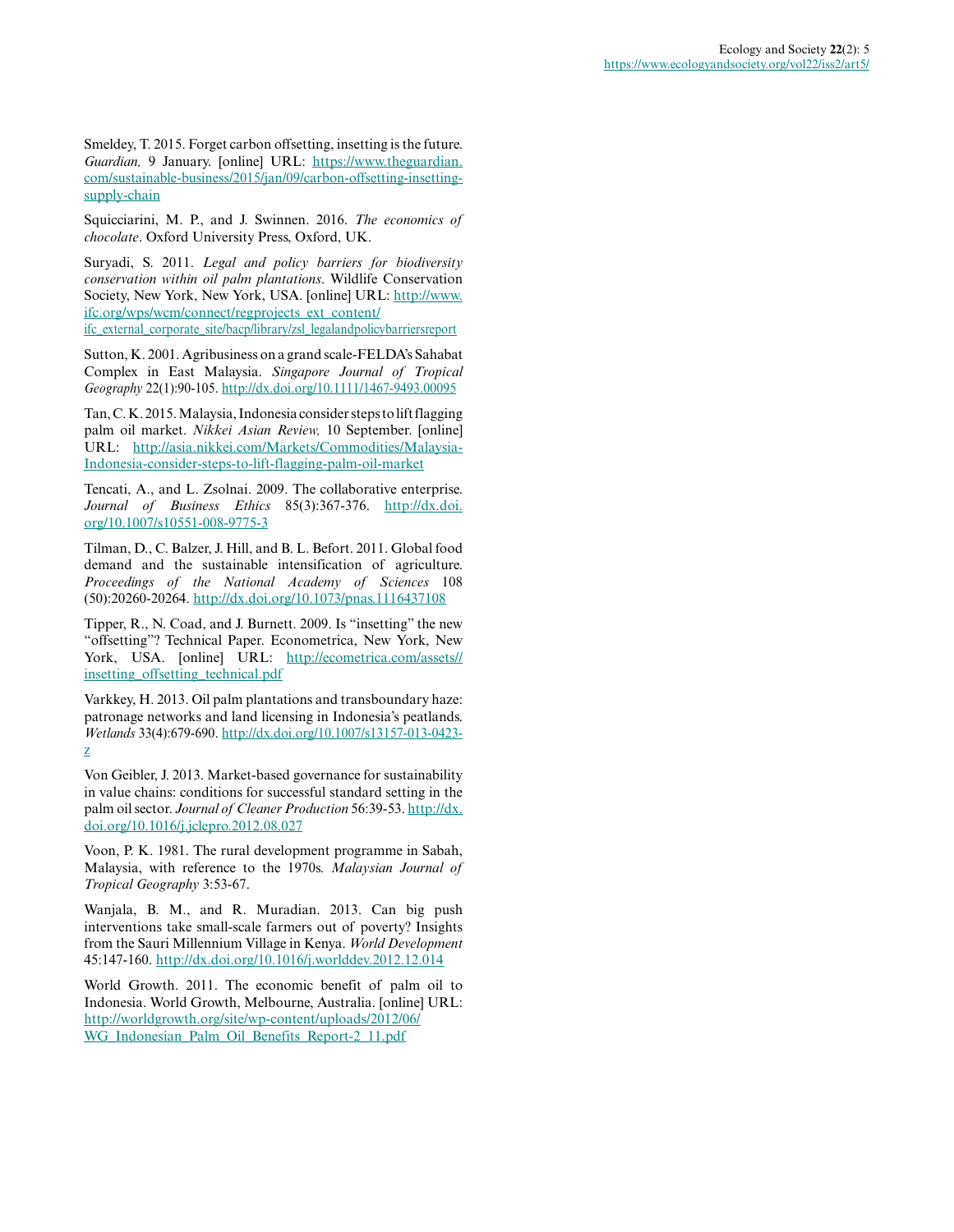Smeldey, T. 2015. Forget carbon offsetting, insetting is the future. *Guardian,* 9 January. [online] URL: https://www.theguardian.com/sustainable-business/2015/jan/09/carbon-offsetting-insetting-supply-chain

Squicciarini, M. P., and J. Swinnen. 2016. *The economics of chocolate*. Oxford University Press, Oxford, UK.

Suryadi, S. 2011. *Legal and policy barriers for biodiversity conservation within oil palm plantations*. Wildlife Conservation Society, New York, New York, USA. [online] URL: http://www.ifc.org/wps/wcm/connect/regprojects_ext_content/ifc_external_corporate_site/bacp/library/zsl_legalandpolicybarriersreport

Sutton, K. 2001. Agribusiness on a grand scale-FELDA's Sahabat Complex in East Malaysia. *Singapore Journal of Tropical Geography* 22(1):90-105. http://dx.doi.org/10.1111/1467-9493.00095

Tan, C. K. 2015. Malaysia, Indonesia consider steps to lift flagging palm oil market. *Nikkei Asian Review,* 10 September. [online] URL: http://asia.nikkei.com/Markets/Commodities/Malaysia-Indonesia-consider-steps-to-lift-flagging-palm-oil-market

Tencati, A., and L. Zsolnai. 2009. The collaborative enterprise. *Journal of Business Ethics* 85(3):367-376. http://dx.doi.org/10.1007/s10551-008-9775-3

Tilman, D., C. Balzer, J. Hill, and B. L. Befort. 2011. Global food demand and the sustainable intensification of agriculture. *Proceedings of the National Academy of Sciences* 108 (50):20260-20264. http://dx.doi.org/10.1073/pnas.1116437108

Tipper, R., N. Coad, and J. Burnett. 2009. Is "insetting" the new "offsetting"? Technical Paper. Econometrica, New York, New York, USA. [online] URL: http://ecometrica.com/assets//insetting_offsetting_technical.pdf

Varkkey, H. 2013. Oil palm plantations and transboundary haze: patronage networks and land licensing in Indonesia's peatlands. *Wetlands* 33(4):679-690. http://dx.doi.org/10.1007/s13157-013-0423-z

Von Geibler, J. 2013. Market-based governance for sustainability in value chains: conditions for successful standard setting in the palm oil sector. *Journal of Cleaner Production* 56:39-53. http://dx.doi.org/10.1016/j.jclepro.2012.08.027

Voon, P. K. 1981. The rural development programme in Sabah, Malaysia, with reference to the 1970s. *Malaysian Journal of Tropical Geography* 3:53-67.

Wanjala, B. M., and R. Muradian. 2013. Can big push interventions take small-scale farmers out of poverty? Insights from the Sauri Millennium Village in Kenya. *World Development* 45:147-160. http://dx.doi.org/10.1016/j.worlddev.2012.12.014

World Growth. 2011. The economic benefit of palm oil to Indonesia. World Growth, Melbourne, Australia. [online] URL: http://worldgrowth.org/site/wp-content/uploads/2012/06/WG_Indonesian_Palm_Oil_Benefits_Report-2_11.pdf